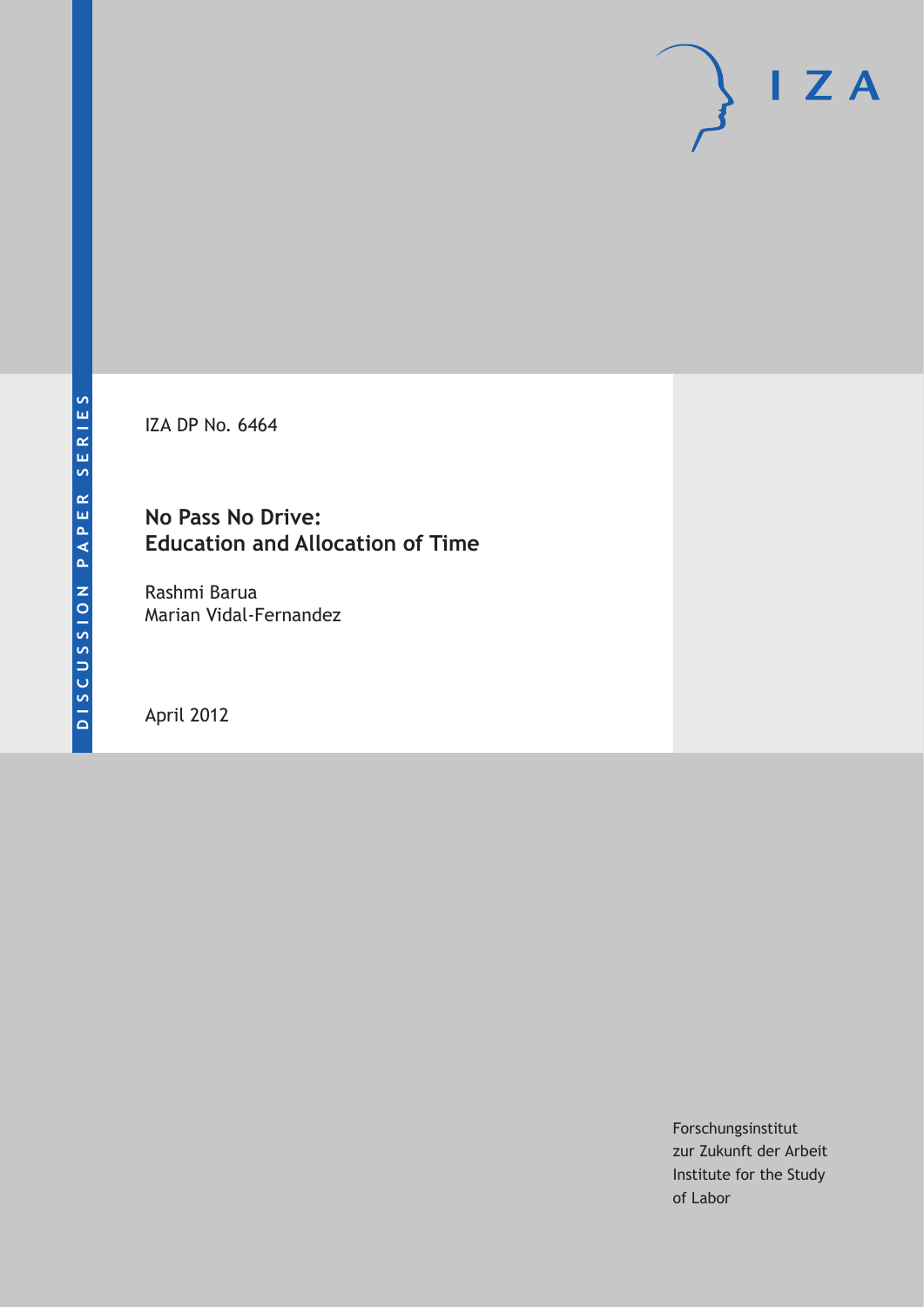DISCUSSION PAPER SERIES

IZA DP No. 6464

# No Pass No Drive: Education and Allocation of Time

Rashmi Barua
Marian Vidal-Fernandez

April 2012

Forschungsinstitut
zur Zukunft der Arbeit
Institute for the Study
of Labor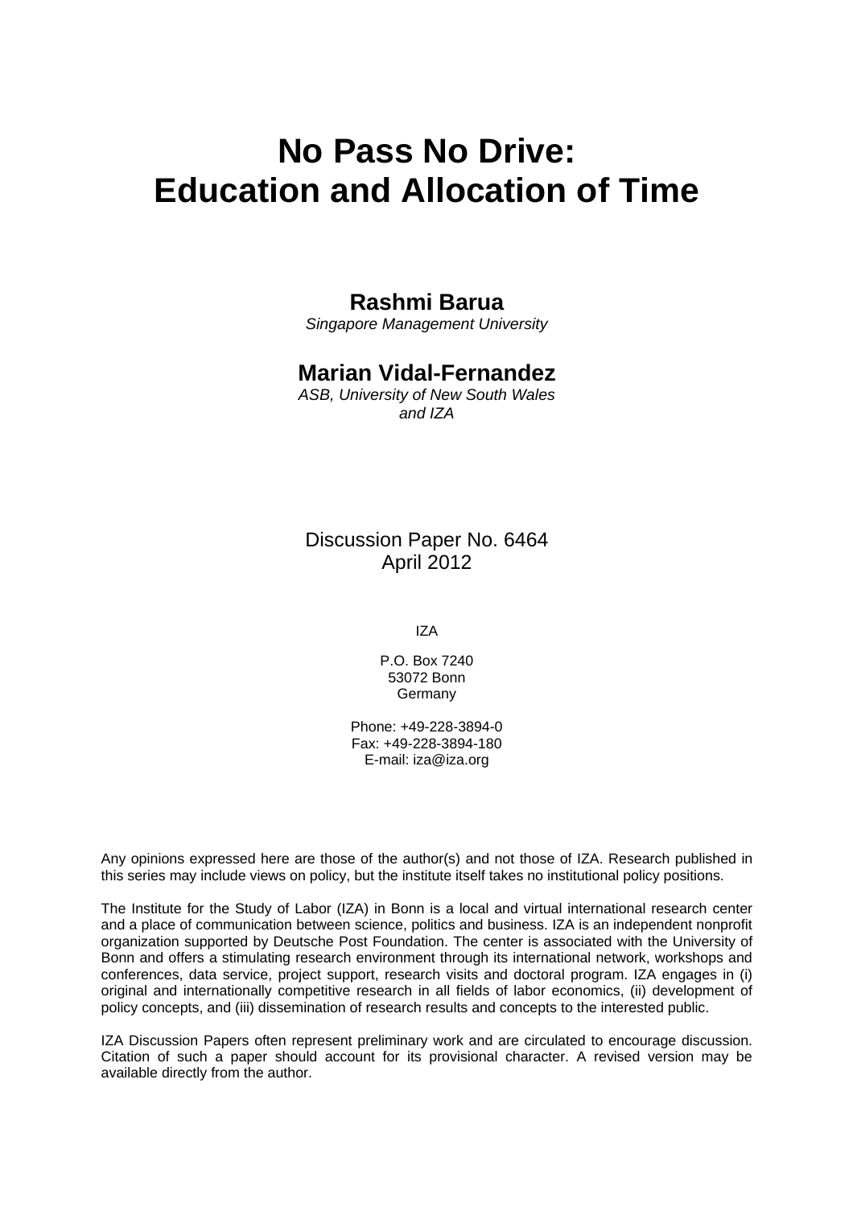# No Pass No Drive: Education and Allocation of Time

**Rashmi Barua**
*Singapore Management University*

**Marian Vidal-Fernandez**
*ASB, University of New South Wales and IZA*

Discussion Paper No. 6464
April 2012

IZA

P.O. Box 7240
53072 Bonn
Germany

Phone: +49-228-3894-0
Fax: +49-228-3894-180
E-mail: iza@iza.org

Any opinions expressed here are those of the author(s) and not those of IZA. Research published in this series may include views on policy, but the institute itself takes no institutional policy positions.

The Institute for the Study of Labor (IZA) in Bonn is a local and virtual international research center and a place of communication between science, politics and business. IZA is an independent nonprofit organization supported by Deutsche Post Foundation. The center is associated with the University of Bonn and offers a stimulating research environment through its international network, workshops and conferences, data service, project support, research visits and doctoral program. IZA engages in (i) original and internationally competitive research in all fields of labor economics, (ii) development of policy concepts, and (iii) dissemination of research results and concepts to the interested public.

IZA Discussion Papers often represent preliminary work and are circulated to encourage discussion. Citation of such a paper should account for its provisional character. A revised version may be available directly from the author.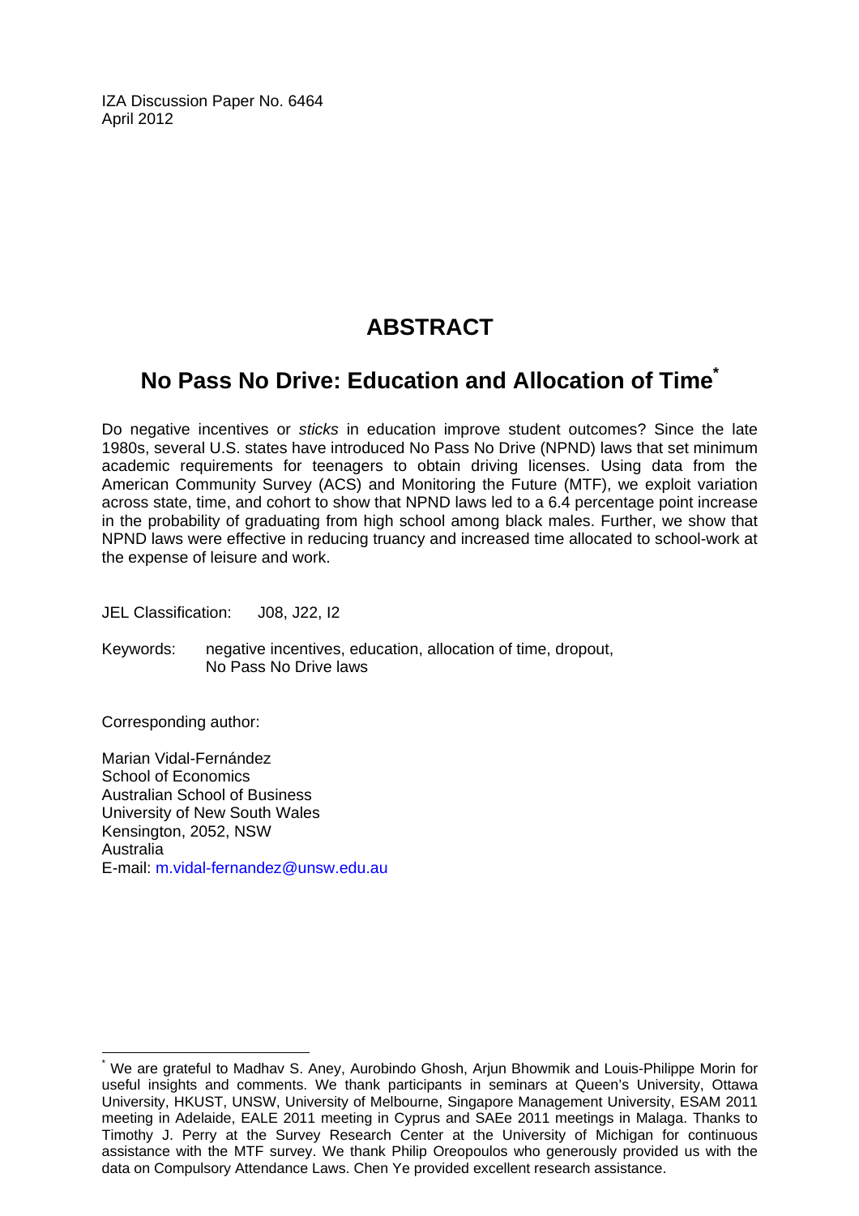IZA Discussion Paper No. 6464
April 2012

# ABSTRACT

## No Pass No Drive: Education and Allocation of Time[*]

Do negative incentives or *sticks* in education improve student outcomes? Since the late 1980s, several U.S. states have introduced No Pass No Drive (NPND) laws that set minimum academic requirements for teenagers to obtain driving licenses. Using data from the American Community Survey (ACS) and Monitoring the Future (MTF), we exploit variation across state, time, and cohort to show that NPND laws led to a 6.4 percentage point increase in the probability of graduating from high school among black males. Further, we show that NPND laws were effective in reducing truancy and increased time allocated to school-work at the expense of leisure and work.

JEL Classification: J08, J22, I2

Keywords: negative incentives, education, allocation of time, dropout, No Pass No Drive laws

Corresponding author:

Marian Vidal-Fernández
School of Economics
Australian School of Business
University of New South Wales
Kensington, 2052, NSW
Australia
E-mail: m.vidal-fernandez@unsw.edu.au

---

[*] We are grateful to Madhav S. Aney, Aurobindo Ghosh, Arjun Bhowmik and Louis-Philippe Morin for useful insights and comments. We thank participants in seminars at Queen's University, Ottawa University, HKUST, UNSW, University of Melbourne, Singapore Management University, ESAM 2011 meeting in Adelaide, EALE 2011 meeting in Cyprus and SAEe 2011 meetings in Malaga. Thanks to Timothy J. Perry at the Survey Research Center at the University of Michigan for continuous assistance with the MTF survey. We thank Philip Oreopoulos who generously provided us with the data on Compulsory Attendance Laws. Chen Ye provided excellent research assistance.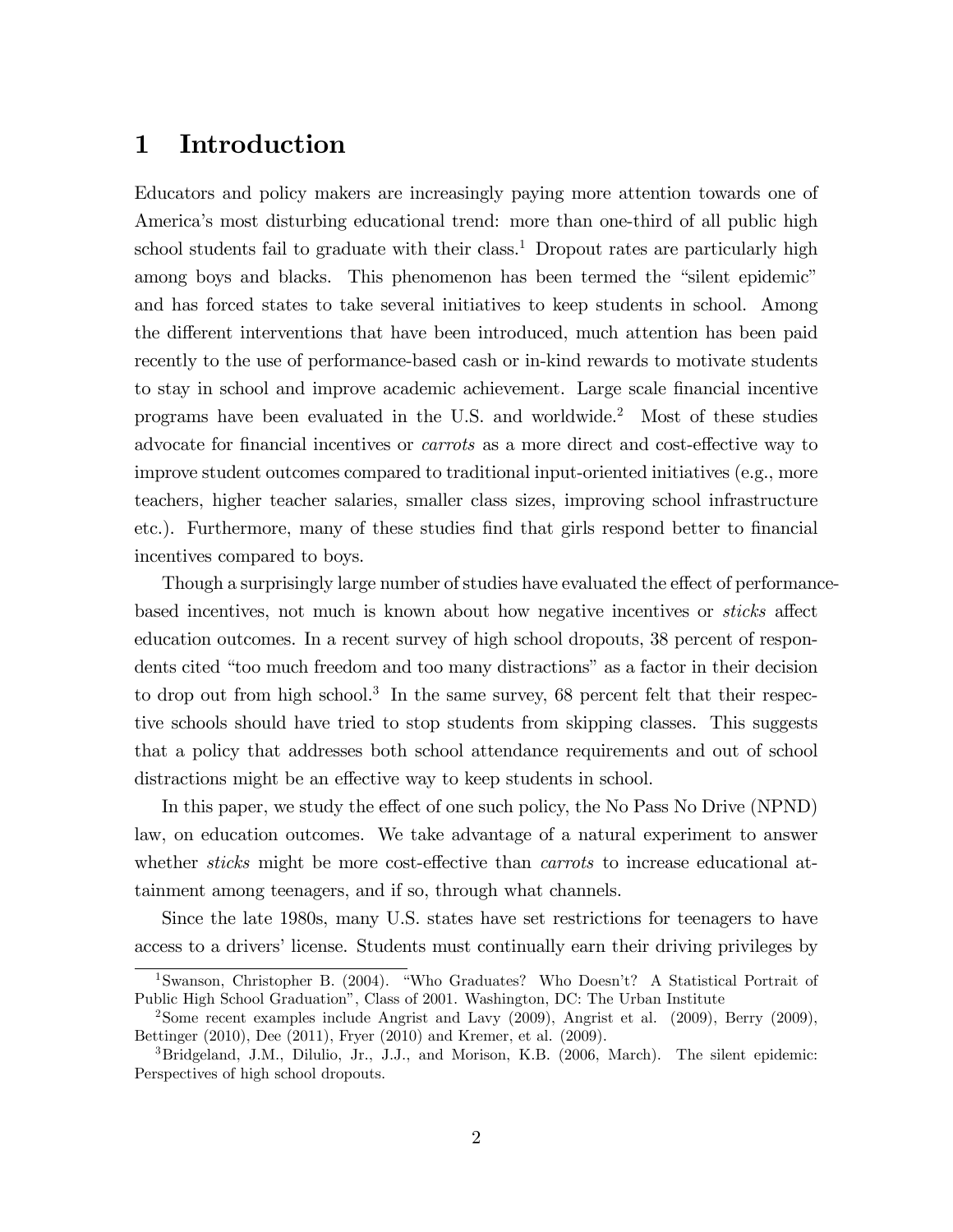# 1 Introduction

Educators and policy makers are increasingly paying more attention towards one of America's most disturbing educational trend: more than one-third of all public high school students fail to graduate with their class.[1] Dropout rates are particularly high among boys and blacks. This phenomenon has been termed the "silent epidemic" and has forced states to take several initiatives to keep students in school. Among the different interventions that have been introduced, much attention has been paid recently to the use of performance-based cash or in-kind rewards to motivate students to stay in school and improve academic achievement. Large scale financial incentive programs have been evaluated in the U.S. and worldwide.[2] Most of these studies advocate for financial incentives or *carrots* as a more direct and cost-effective way to improve student outcomes compared to traditional input-oriented initiatives (e.g., more teachers, higher teacher salaries, smaller class sizes, improving school infrastructure etc.). Furthermore, many of these studies find that girls respond better to financial incentives compared to boys.

Though a surprisingly large number of studies have evaluated the effect of performance-based incentives, not much is known about how negative incentives or *sticks* affect education outcomes. In a recent survey of high school dropouts, 38 percent of respondents cited "too much freedom and too many distractions" as a factor in their decision to drop out from high school.[3] In the same survey, 68 percent felt that their respective schools should have tried to stop students from skipping classes. This suggests that a policy that addresses both school attendance requirements and out of school distractions might be an effective way to keep students in school.

In this paper, we study the effect of one such policy, the No Pass No Drive (NPND) law, on education outcomes. We take advantage of a natural experiment to answer whether *sticks* might be more cost-effective than *carrots* to increase educational attainment among teenagers, and if so, through what channels.

Since the late 1980s, many U.S. states have set restrictions for teenagers to have access to a drivers' license. Students must continually earn their driving privileges by

[1] Swanson, Christopher B. (2004). "Who Graduates? Who Doesn't? A Statistical Portrait of Public High School Graduation", Class of 2001. Washington, DC: The Urban Institute

[2] Some recent examples include Angrist and Lavy (2009), Angrist et al. (2009), Berry (2009), Bettinger (2010), Dee (2011), Fryer (2010) and Kremer, et al. (2009).

[3] Bridgeland, J.M., Dilulio, Jr., J.J., and Morison, K.B. (2006, March). The silent epidemic: Perspectives of high school dropouts.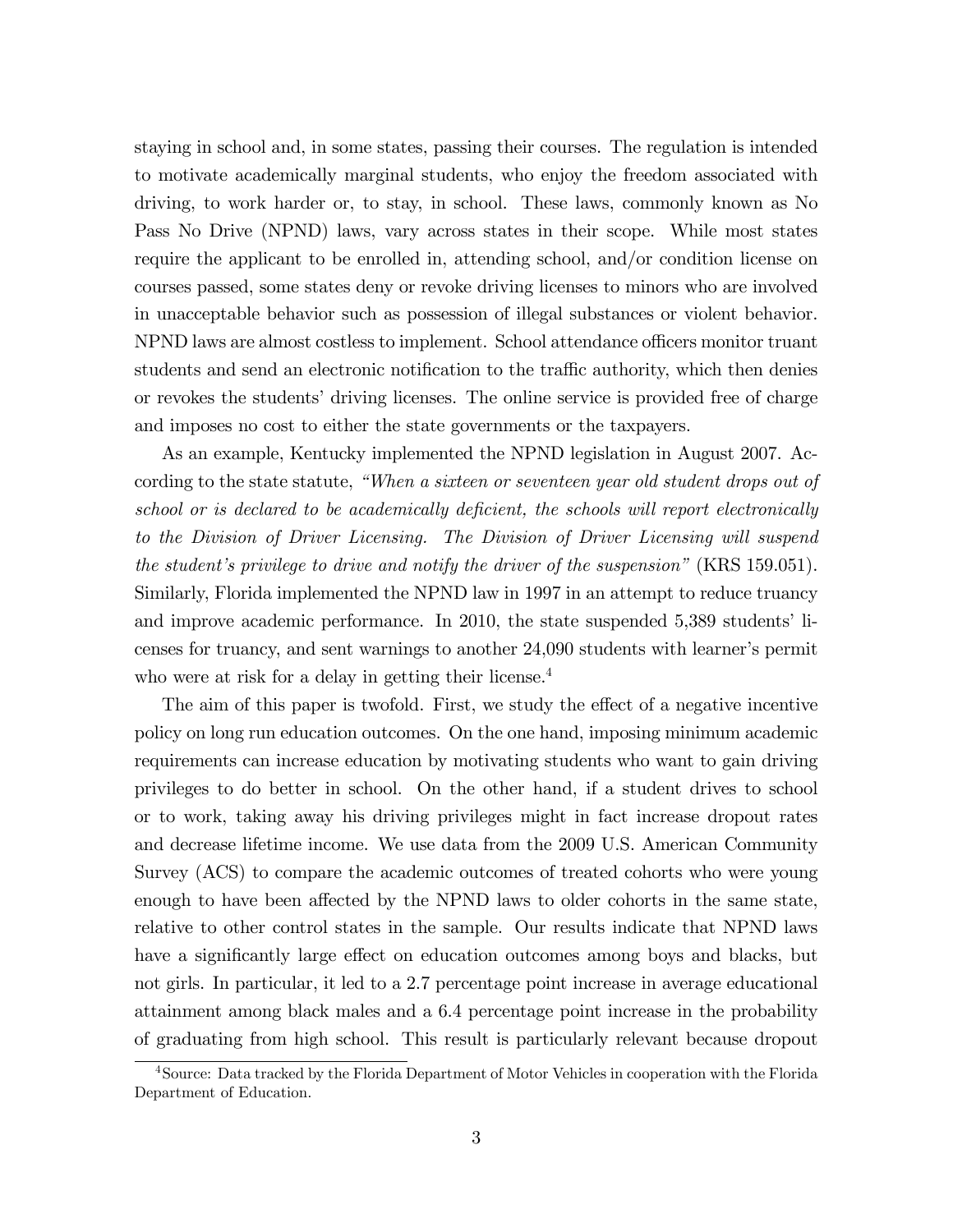staying in school and, in some states, passing their courses. The regulation is intended to motivate academically marginal students, who enjoy the freedom associated with driving, to work harder or, to stay, in school. These laws, commonly known as No Pass No Drive (NPND) laws, vary across states in their scope. While most states require the applicant to be enrolled in, attending school, and/or condition license on courses passed, some states deny or revoke driving licenses to minors who are involved in unacceptable behavior such as possession of illegal substances or violent behavior. NPND laws are almost costless to implement. School attendance officers monitor truant students and send an electronic notification to the traffic authority, which then denies or revokes the students' driving licenses. The online service is provided free of charge and imposes no cost to either the state governments or the taxpayers.

As an example, Kentucky implemented the NPND legislation in August 2007. According to the state statute, *"When a sixteen or seventeen year old student drops out of school or is declared to be academically deficient, the schools will report electronically to the Division of Driver Licensing. The Division of Driver Licensing will suspend the student's privilege to drive and notify the driver of the suspension"* (KRS 159.051). Similarly, Florida implemented the NPND law in 1997 in an attempt to reduce truancy and improve academic performance. In 2010, the state suspended 5,389 students' licenses for truancy, and sent warnings to another 24,090 students with learner's permit who were at risk for a delay in getting their license.[4]

The aim of this paper is twofold. First, we study the effect of a negative incentive policy on long run education outcomes. On the one hand, imposing minimum academic requirements can increase education by motivating students who want to gain driving privileges to do better in school. On the other hand, if a student drives to school or to work, taking away his driving privileges might in fact increase dropout rates and decrease lifetime income. We use data from the 2009 U.S. American Community Survey (ACS) to compare the academic outcomes of treated cohorts who were young enough to have been affected by the NPND laws to older cohorts in the same state, relative to other control states in the sample. Our results indicate that NPND laws have a significantly large effect on education outcomes among boys and blacks, but not girls. In particular, it led to a 2.7 percentage point increase in average educational attainment among black males and a 6.4 percentage point increase in the probability of graduating from high school. This result is particularly relevant because dropout

[4]Source: Data tracked by the Florida Department of Motor Vehicles in cooperation with the Florida Department of Education.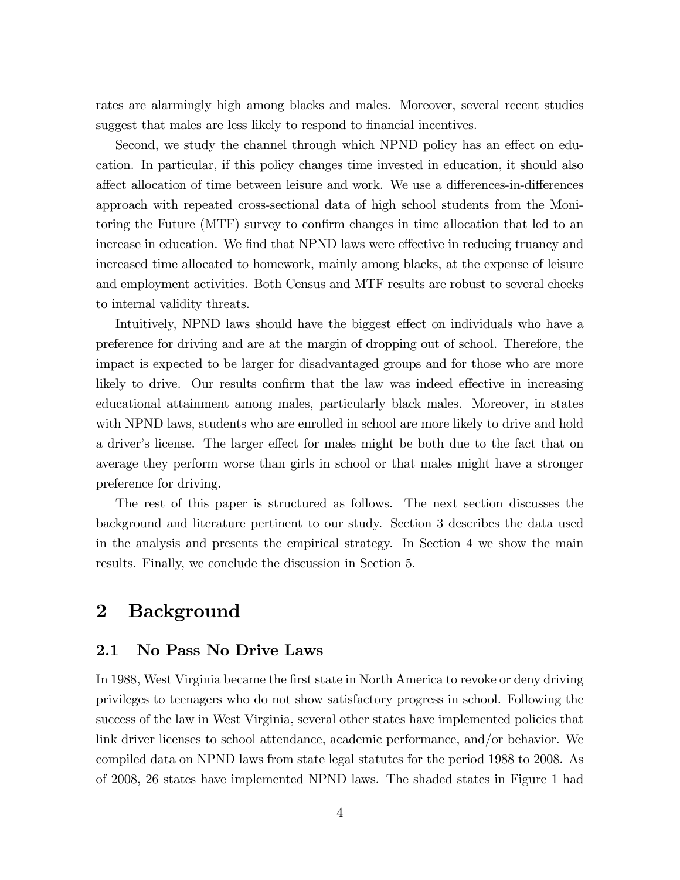rates are alarmingly high among blacks and males. Moreover, several recent studies suggest that males are less likely to respond to financial incentives.

Second, we study the channel through which NPND policy has an effect on education. In particular, if this policy changes time invested in education, it should also affect allocation of time between leisure and work. We use a differences-in-differences approach with repeated cross-sectional data of high school students from the Monitoring the Future (MTF) survey to confirm changes in time allocation that led to an increase in education. We find that NPND laws were effective in reducing truancy and increased time allocated to homework, mainly among blacks, at the expense of leisure and employment activities. Both Census and MTF results are robust to several checks to internal validity threats.

Intuitively, NPND laws should have the biggest effect on individuals who have a preference for driving and are at the margin of dropping out of school. Therefore, the impact is expected to be larger for disadvantaged groups and for those who are more likely to drive. Our results confirm that the law was indeed effective in increasing educational attainment among males, particularly black males. Moreover, in states with NPND laws, students who are enrolled in school are more likely to drive and hold a driver's license. The larger effect for males might be both due to the fact that on average they perform worse than girls in school or that males might have a stronger preference for driving.

The rest of this paper is structured as follows. The next section discusses the background and literature pertinent to our study. Section 3 describes the data used in the analysis and presents the empirical strategy. In Section 4 we show the main results. Finally, we conclude the discussion in Section 5.

# 2 Background

## 2.1 No Pass No Drive Laws

In 1988, West Virginia became the first state in North America to revoke or deny driving privileges to teenagers who do not show satisfactory progress in school. Following the success of the law in West Virginia, several other states have implemented policies that link driver licenses to school attendance, academic performance, and/or behavior. We compiled data on NPND laws from state legal statutes for the period 1988 to 2008. As of 2008, 26 states have implemented NPND laws. The shaded states in Figure 1 had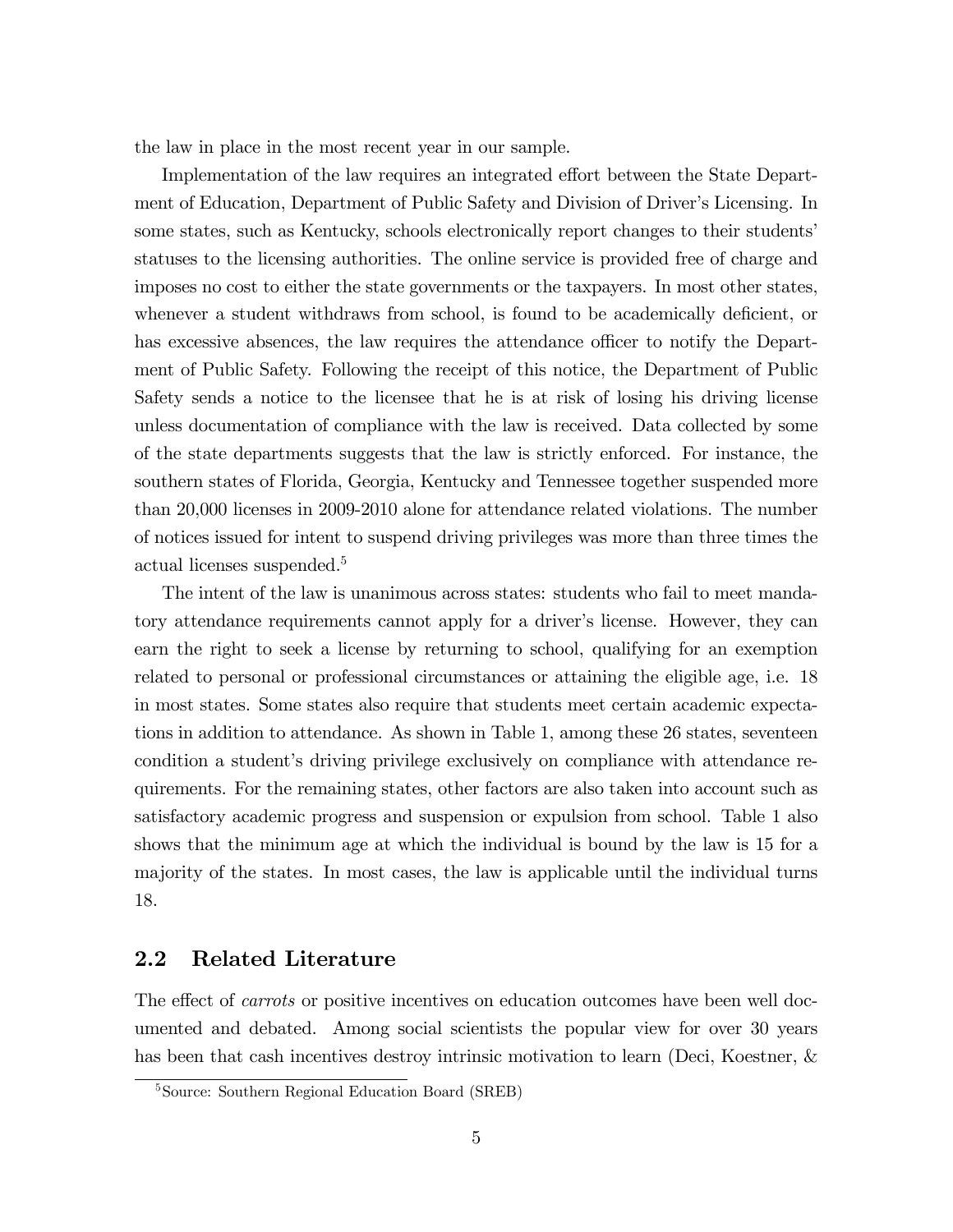the law in place in the most recent year in our sample.

Implementation of the law requires an integrated effort between the State Department of Education, Department of Public Safety and Division of Driver's Licensing. In some states, such as Kentucky, schools electronically report changes to their students' statuses to the licensing authorities. The online service is provided free of charge and imposes no cost to either the state governments or the taxpayers. In most other states, whenever a student withdraws from school, is found to be academically deficient, or has excessive absences, the law requires the attendance officer to notify the Department of Public Safety. Following the receipt of this notice, the Department of Public Safety sends a notice to the licensee that he is at risk of losing his driving license unless documentation of compliance with the law is received. Data collected by some of the state departments suggests that the law is strictly enforced. For instance, the southern states of Florida, Georgia, Kentucky and Tennessee together suspended more than 20,000 licenses in 2009-2010 alone for attendance related violations. The number of notices issued for intent to suspend driving privileges was more than three times the actual licenses suspended.[5]

The intent of the law is unanimous across states: students who fail to meet mandatory attendance requirements cannot apply for a driver's license. However, they can earn the right to seek a license by returning to school, qualifying for an exemption related to personal or professional circumstances or attaining the eligible age, i.e. 18 in most states. Some states also require that students meet certain academic expectations in addition to attendance. As shown in Table 1, among these 26 states, seventeen condition a student's driving privilege exclusively on compliance with attendance requirements. For the remaining states, other factors are also taken into account such as satisfactory academic progress and suspension or expulsion from school. Table 1 also shows that the minimum age at which the individual is bound by the law is 15 for a majority of the states. In most cases, the law is applicable until the individual turns 18.

## 2.2 Related Literature

The effect of *carrots* or positive incentives on education outcomes have been well documented and debated. Among social scientists the popular view for over 30 years has been that cash incentives destroy intrinsic motivation to learn (Deci, Koestner, &

[5] Source: Southern Regional Education Board (SREB)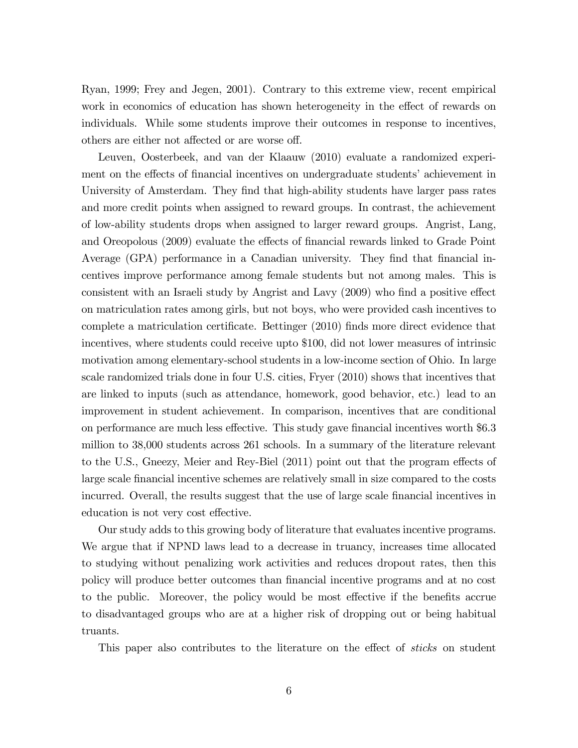Ryan, 1999; Frey and Jegen, 2001). Contrary to this extreme view, recent empirical work in economics of education has shown heterogeneity in the effect of rewards on individuals. While some students improve their outcomes in response to incentives, others are either not affected or are worse off.

Leuven, Oosterbeek, and van der Klaauw (2010) evaluate a randomized experiment on the effects of financial incentives on undergraduate students' achievement in University of Amsterdam. They find that high-ability students have larger pass rates and more credit points when assigned to reward groups. In contrast, the achievement of low-ability students drops when assigned to larger reward groups. Angrist, Lang, and Oreopolous (2009) evaluate the effects of financial rewards linked to Grade Point Average (GPA) performance in a Canadian university. They find that financial incentives improve performance among female students but not among males. This is consistent with an Israeli study by Angrist and Lavy (2009) who find a positive effect on matriculation rates among girls, but not boys, who were provided cash incentives to complete a matriculation certificate. Bettinger (2010) finds more direct evidence that incentives, where students could receive upto $100, did not lower measures of intrinsic motivation among elementary-school students in a low-income section of Ohio. In large scale randomized trials done in four U.S. cities, Fryer (2010) shows that incentives that are linked to inputs (such as attendance, homework, good behavior, etc.) lead to an improvement in student achievement. In comparison, incentives that are conditional on performance are much less effective. This study gave financial incentives worth $6.3 million to 38,000 students across 261 schools. In a summary of the literature relevant to the U.S., Gneezy, Meier and Rey-Biel (2011) point out that the program effects of large scale financial incentive schemes are relatively small in size compared to the costs incurred. Overall, the results suggest that the use of large scale financial incentives in education is not very cost effective.

Our study adds to this growing body of literature that evaluates incentive programs. We argue that if NPND laws lead to a decrease in truancy, increases time allocated to studying without penalizing work activities and reduces dropout rates, then this policy will produce better outcomes than financial incentive programs and at no cost to the public. Moreover, the policy would be most effective if the benefits accrue to disadvantaged groups who are at a higher risk of dropping out or being habitual truants.

This paper also contributes to the literature on the effect of *sticks* on student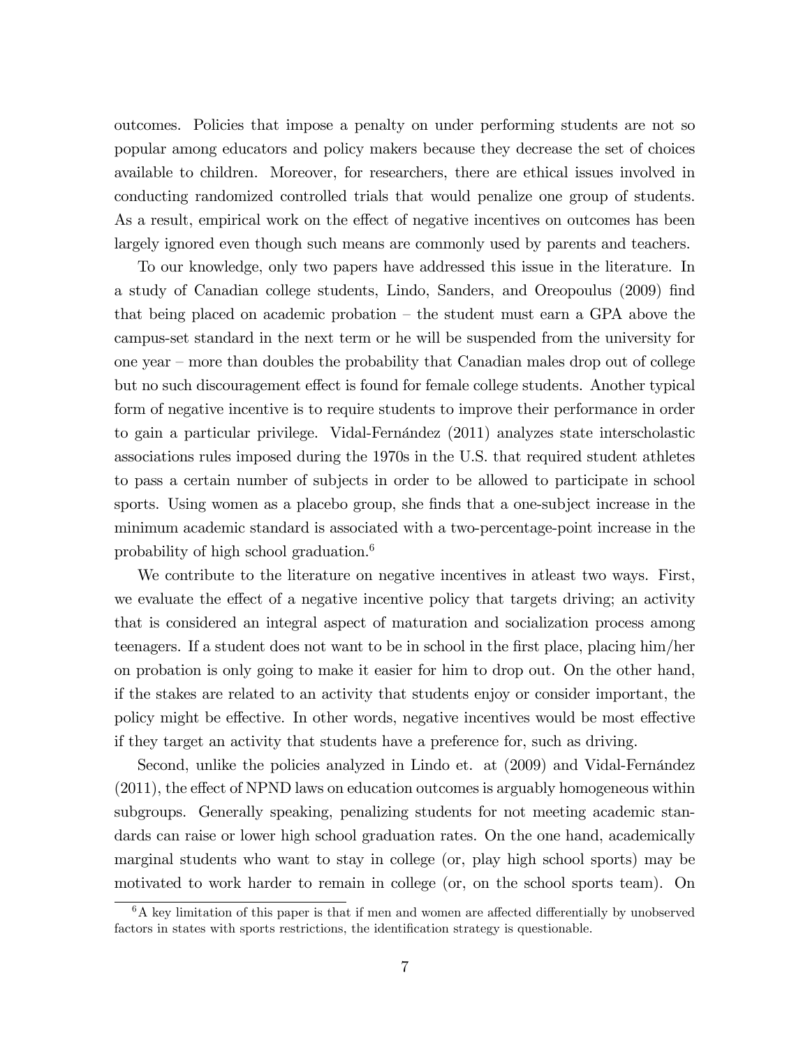outcomes. Policies that impose a penalty on under performing students are not so popular among educators and policy makers because they decrease the set of choices available to children. Moreover, for researchers, there are ethical issues involved in conducting randomized controlled trials that would penalize one group of students. As a result, empirical work on the effect of negative incentives on outcomes has been largely ignored even though such means are commonly used by parents and teachers.

To our knowledge, only two papers have addressed this issue in the literature. In a study of Canadian college students, Lindo, Sanders, and Oreopoulus (2009) find that being placed on academic probation – the student must earn a GPA above the campus-set standard in the next term or he will be suspended from the university for one year – more than doubles the probability that Canadian males drop out of college but no such discouragement effect is found for female college students. Another typical form of negative incentive is to require students to improve their performance in order to gain a particular privilege. Vidal-Fernández (2011) analyzes state interscholastic associations rules imposed during the 1970s in the U.S. that required student athletes to pass a certain number of subjects in order to be allowed to participate in school sports. Using women as a placebo group, she finds that a one-subject increase in the minimum academic standard is associated with a two-percentage-point increase in the probability of high school graduation.[6]

We contribute to the literature on negative incentives in atleast two ways. First, we evaluate the effect of a negative incentive policy that targets driving; an activity that is considered an integral aspect of maturation and socialization process among teenagers. If a student does not want to be in school in the first place, placing him/her on probation is only going to make it easier for him to drop out. On the other hand, if the stakes are related to an activity that students enjoy or consider important, the policy might be effective. In other words, negative incentives would be most effective if they target an activity that students have a preference for, such as driving.

Second, unlike the policies analyzed in Lindo et. at (2009) and Vidal-Fernández (2011), the effect of NPND laws on education outcomes is arguably homogeneous within subgroups. Generally speaking, penalizing students for not meeting academic standards can raise or lower high school graduation rates. On the one hand, academically marginal students who want to stay in college (or, play high school sports) may be motivated to work harder to remain in college (or, on the school sports team). On

[6] A key limitation of this paper is that if men and women are affected differentially by unobserved factors in states with sports restrictions, the identification strategy is questionable.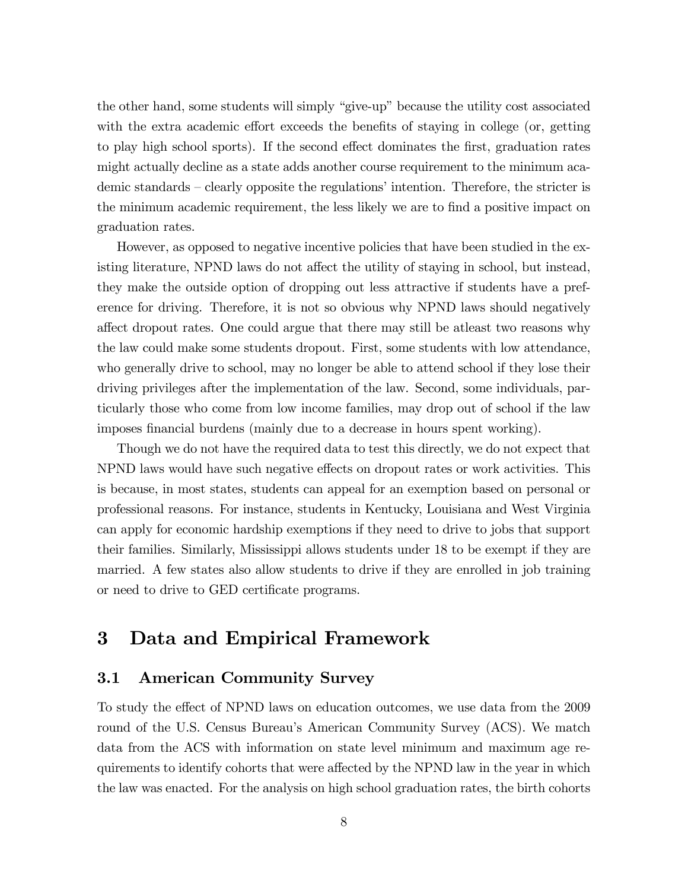the other hand, some students will simply "give-up" because the utility cost associated with the extra academic effort exceeds the benefits of staying in college (or, getting to play high school sports). If the second effect dominates the first, graduation rates might actually decline as a state adds another course requirement to the minimum academic standards – clearly opposite the regulations' intention. Therefore, the stricter is the minimum academic requirement, the less likely we are to find a positive impact on graduation rates.

However, as opposed to negative incentive policies that have been studied in the existing literature, NPND laws do not affect the utility of staying in school, but instead, they make the outside option of dropping out less attractive if students have a preference for driving. Therefore, it is not so obvious why NPND laws should negatively affect dropout rates. One could argue that there may still be atleast two reasons why the law could make some students dropout. First, some students with low attendance, who generally drive to school, may no longer be able to attend school if they lose their driving privileges after the implementation of the law. Second, some individuals, particularly those who come from low income families, may drop out of school if the law imposes financial burdens (mainly due to a decrease in hours spent working).

Though we do not have the required data to test this directly, we do not expect that NPND laws would have such negative effects on dropout rates or work activities. This is because, in most states, students can appeal for an exemption based on personal or professional reasons. For instance, students in Kentucky, Louisiana and West Virginia can apply for economic hardship exemptions if they need to drive to jobs that support their families. Similarly, Mississippi allows students under 18 to be exempt if they are married. A few states also allow students to drive if they are enrolled in job training or need to drive to GED certificate programs.

# 3 Data and Empirical Framework

## 3.1 American Community Survey

To study the effect of NPND laws on education outcomes, we use data from the 2009 round of the U.S. Census Bureau's American Community Survey (ACS). We match data from the ACS with information on state level minimum and maximum age requirements to identify cohorts that were affected by the NPND law in the year in which the law was enacted. For the analysis on high school graduation rates, the birth cohorts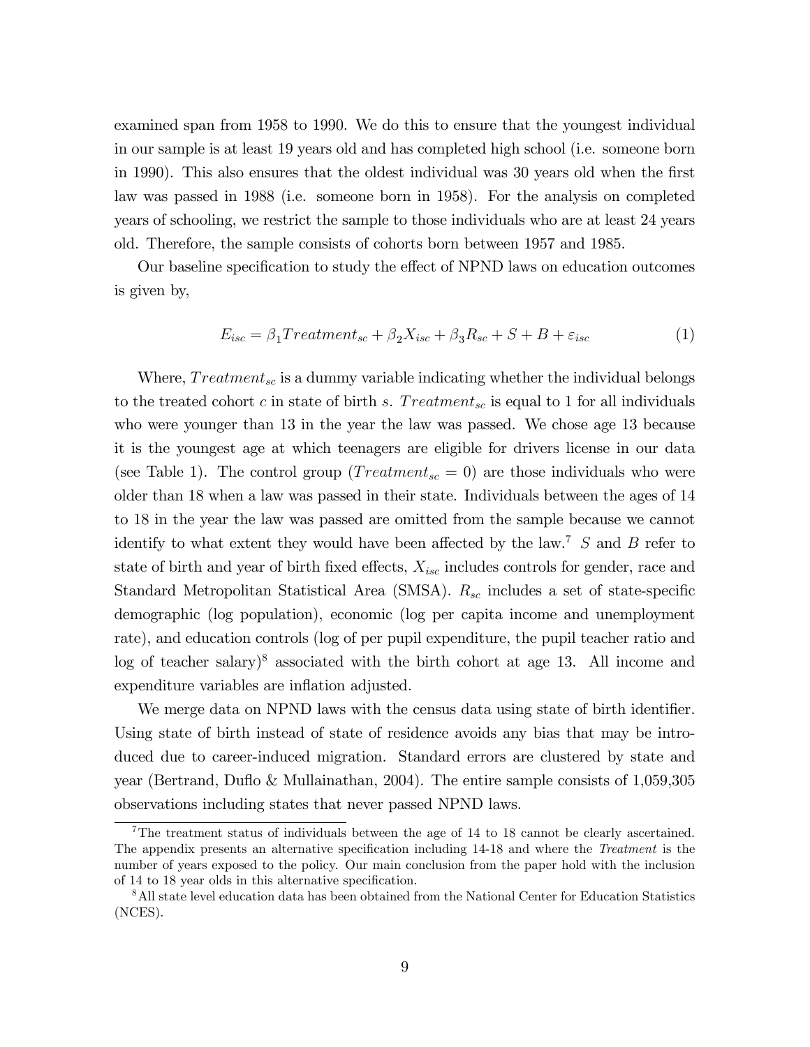examined span from 1958 to 1990. We do this to ensure that the youngest individual in our sample is at least 19 years old and has completed high school (i.e. someone born in 1990). This also ensures that the oldest individual was 30 years old when the first law was passed in 1988 (i.e. someone born in 1958). For the analysis on completed years of schooling, we restrict the sample to those individuals who are at least 24 years old. Therefore, the sample consists of cohorts born between 1957 and 1985.

Our baseline specification to study the effect of NPND laws on education outcomes is given by,

$$E_{isc} = \beta_1 Treatment_{sc} + \beta_2 X_{isc} + \beta_3 R_{sc} + S + B + \varepsilon_{isc} \tag{1}$$

Where, $Treatment_{sc}$ is a dummy variable indicating whether the individual belongs to the treated cohort $c$ in state of birth $s$. $Treatment_{sc}$ is equal to 1 for all individuals who were younger than 13 in the year the law was passed. We chose age 13 because it is the youngest age at which teenagers are eligible for drivers license in our data (see Table 1). The control group ($Treatment_{sc} = 0$) are those individuals who were older than 18 when a law was passed in their state. Individuals between the ages of 14 to 18 in the year the law was passed are omitted from the sample because we cannot identify to what extent they would have been affected by the law.[7] $S$ and $B$ refer to state of birth and year of birth fixed effects, $X_{isc}$ includes controls for gender, race and Standard Metropolitan Statistical Area (SMSA). $R_{sc}$ includes a set of state-specific demographic (log population), economic (log per capita income and unemployment rate), and education controls (log of per pupil expenditure, the pupil teacher ratio and log of teacher salary)[8] associated with the birth cohort at age 13. All income and expenditure variables are inflation adjusted.

We merge data on NPND laws with the census data using state of birth identifier. Using state of birth instead of state of residence avoids any bias that may be introduced due to career-induced migration. Standard errors are clustered by state and year (Bertrand, Duflo & Mullainathan, 2004). The entire sample consists of 1,059,305 observations including states that never passed NPND laws.

[7] The treatment status of individuals between the age of 14 to 18 cannot be clearly ascertained. The appendix presents an alternative specification including 14-18 and where the *Treatment* is the number of years exposed to the policy. Our main conclusion from the paper hold with the inclusion of 14 to 18 year olds in this alternative specification.

[8] All state level education data has been obtained from the National Center for Education Statistics (NCES).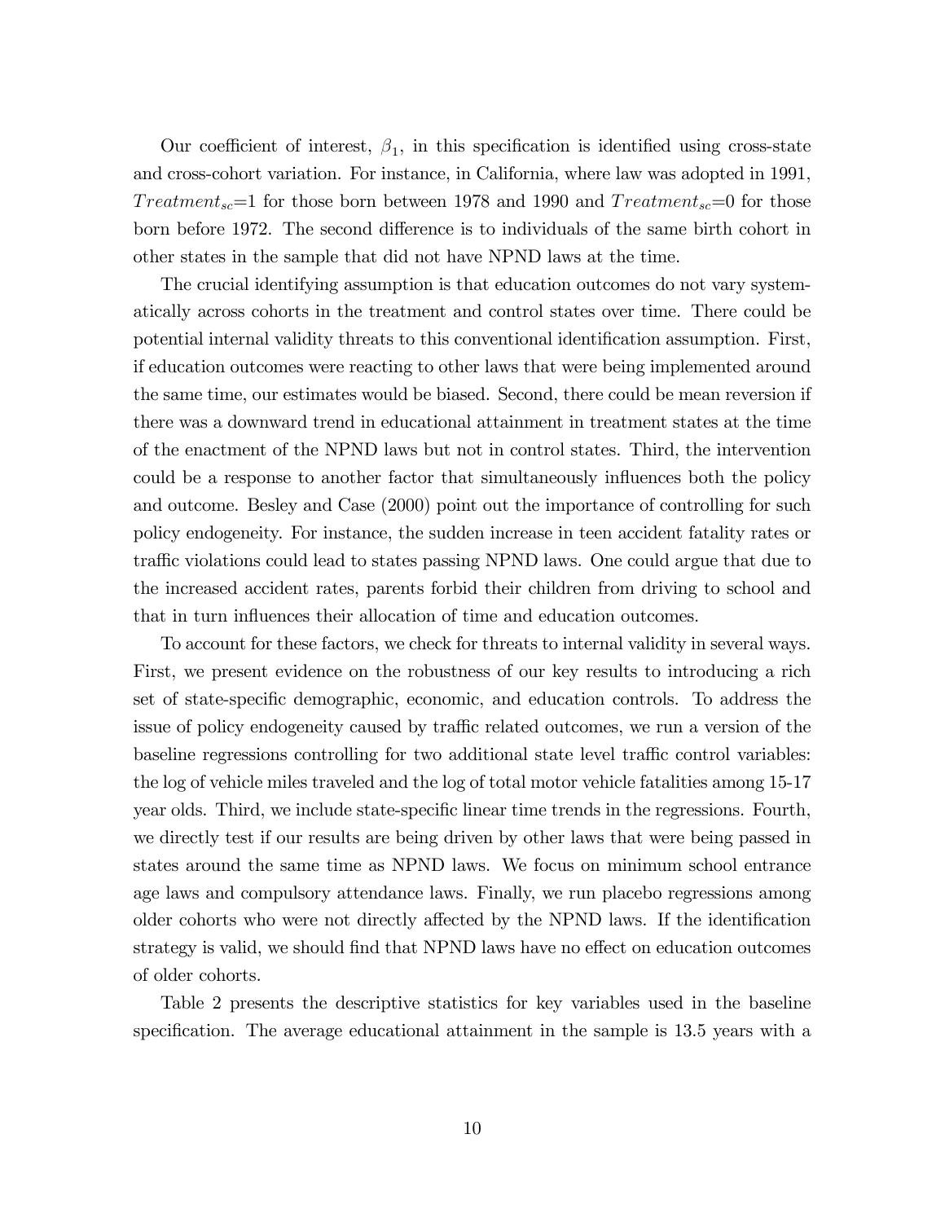Our coefficient of interest, $\beta_1$, in this specification is identified using cross-state and cross-cohort variation. For instance, in California, where law was adopted in 1991, $Treatment_{sc}$=1 for those born between 1978 and 1990 and $Treatment_{sc}$=0 for those born before 1972. The second difference is to individuals of the same birth cohort in other states in the sample that did not have NPND laws at the time.

The crucial identifying assumption is that education outcomes do not vary systematically across cohorts in the treatment and control states over time. There could be potential internal validity threats to this conventional identification assumption. First, if education outcomes were reacting to other laws that were being implemented around the same time, our estimates would be biased. Second, there could be mean reversion if there was a downward trend in educational attainment in treatment states at the time of the enactment of the NPND laws but not in control states. Third, the intervention could be a response to another factor that simultaneously influences both the policy and outcome. Besley and Case (2000) point out the importance of controlling for such policy endogeneity. For instance, the sudden increase in teen accident fatality rates or traffic violations could lead to states passing NPND laws. One could argue that due to the increased accident rates, parents forbid their children from driving to school and that in turn influences their allocation of time and education outcomes.

To account for these factors, we check for threats to internal validity in several ways. First, we present evidence on the robustness of our key results to introducing a rich set of state-specific demographic, economic, and education controls. To address the issue of policy endogeneity caused by traffic related outcomes, we run a version of the baseline regressions controlling for two additional state level traffic control variables: the log of vehicle miles traveled and the log of total motor vehicle fatalities among 15-17 year olds. Third, we include state-specific linear time trends in the regressions. Fourth, we directly test if our results are being driven by other laws that were being passed in states around the same time as NPND laws. We focus on minimum school entrance age laws and compulsory attendance laws. Finally, we run placebo regressions among older cohorts who were not directly affected by the NPND laws. If the identification strategy is valid, we should find that NPND laws have no effect on education outcomes of older cohorts.

Table 2 presents the descriptive statistics for key variables used in the baseline specification. The average educational attainment in the sample is 13.5 years with a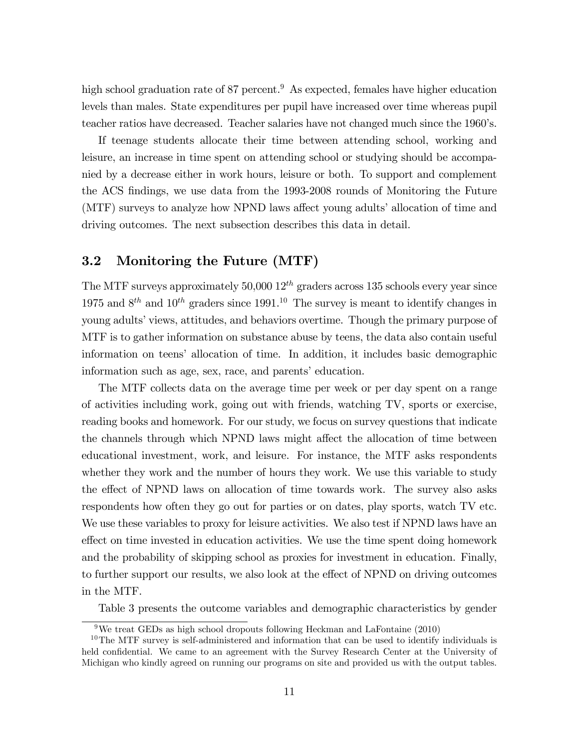high school graduation rate of 87 percent.[9] As expected, females have higher education levels than males. State expenditures per pupil have increased over time whereas pupil teacher ratios have decreased. Teacher salaries have not changed much since the 1960's.

If teenage students allocate their time between attending school, working and leisure, an increase in time spent on attending school or studying should be accompanied by a decrease either in work hours, leisure or both. To support and complement the ACS findings, we use data from the 1993-2008 rounds of Monitoring the Future (MTF) surveys to analyze how NPND laws affect young adults' allocation of time and driving outcomes. The next subsection describes this data in detail.

### 3.2 Monitoring the Future (MTF)

The MTF surveys approximately 50,000 $12^{th}$ graders across 135 schools every year since 1975 and $8^{th}$ and $10^{th}$ graders since 1991.[10] The survey is meant to identify changes in young adults' views, attitudes, and behaviors overtime. Though the primary purpose of MTF is to gather information on substance abuse by teens, the data also contain useful information on teens' allocation of time. In addition, it includes basic demographic information such as age, sex, race, and parents' education.

The MTF collects data on the average time per week or per day spent on a range of activities including work, going out with friends, watching TV, sports or exercise, reading books and homework. For our study, we focus on survey questions that indicate the channels through which NPND laws might affect the allocation of time between educational investment, work, and leisure. For instance, the MTF asks respondents whether they work and the number of hours they work. We use this variable to study the effect of NPND laws on allocation of time towards work. The survey also asks respondents how often they go out for parties or on dates, play sports, watch TV etc. We use these variables to proxy for leisure activities. We also test if NPND laws have an effect on time invested in education activities. We use the time spent doing homework and the probability of skipping school as proxies for investment in education. Finally, to further support our results, we also look at the effect of NPND on driving outcomes in the MTF.

Table 3 presents the outcome variables and demographic characteristics by gender

[9] We treat GEDs as high school dropouts following Heckman and LaFontaine (2010)

[10] The MTF survey is self-administered and information that can be used to identify individuals is held confidential. We came to an agreement with the Survey Research Center at the University of Michigan who kindly agreed on running our programs on site and provided us with the output tables.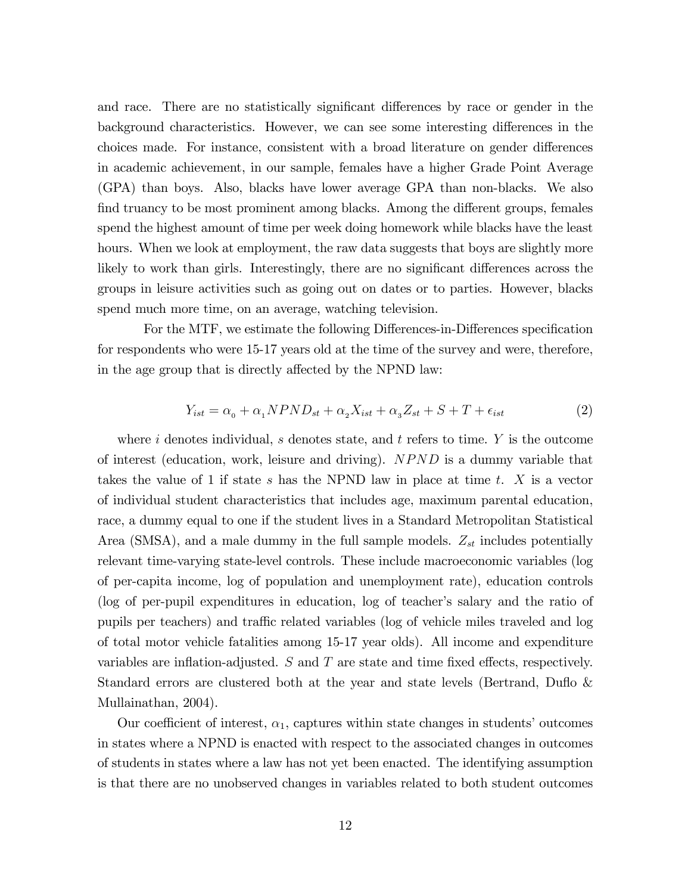and race. There are no statistically significant differences by race or gender in the background characteristics. However, we can see some interesting differences in the choices made. For instance, consistent with a broad literature on gender differences in academic achievement, in our sample, females have a higher Grade Point Average (GPA) than boys. Also, blacks have lower average GPA than non-blacks. We also find truancy to be most prominent among blacks. Among the different groups, females spend the highest amount of time per week doing homework while blacks have the least hours. When we look at employment, the raw data suggests that boys are slightly more likely to work than girls. Interestingly, there are no significant differences across the groups in leisure activities such as going out on dates or to parties. However, blacks spend much more time, on an average, watching television.

For the MTF, we estimate the following Differences-in-Differences specification for respondents who were 15-17 years old at the time of the survey and were, therefore, in the age group that is directly affected by the NPND law:

$$Y_{ist} = \alpha_0 + \alpha_1 NPND_{st} + \alpha_2 X_{ist} + \alpha_3 Z_{st} + S + T + \epsilon_{ist} \tag{2}$$

where $i$ denotes individual, $s$ denotes state, and $t$ refers to time. $Y$ is the outcome of interest (education, work, leisure and driving). $NPND$ is a dummy variable that takes the value of 1 if state $s$ has the NPND law in place at time $t$. $X$ is a vector of individual student characteristics that includes age, maximum parental education, race, a dummy equal to one if the student lives in a Standard Metropolitan Statistical Area (SMSA), and a male dummy in the full sample models. $Z_{st}$ includes potentially relevant time-varying state-level controls. These include macroeconomic variables (log of per-capita income, log of population and unemployment rate), education controls (log of per-pupil expenditures in education, log of teacher's salary and the ratio of pupils per teachers) and traffic related variables (log of vehicle miles traveled and log of total motor vehicle fatalities among 15-17 year olds). All income and expenditure variables are inflation-adjusted. $S$ and $T$ are state and time fixed effects, respectively. Standard errors are clustered both at the year and state levels (Bertrand, Duflo & Mullainathan, 2004).

Our coefficient of interest, $\alpha_1$, captures within state changes in students' outcomes in states where a NPND is enacted with respect to the associated changes in outcomes of students in states where a law has not yet been enacted. The identifying assumption is that there are no unobserved changes in variables related to both student outcomes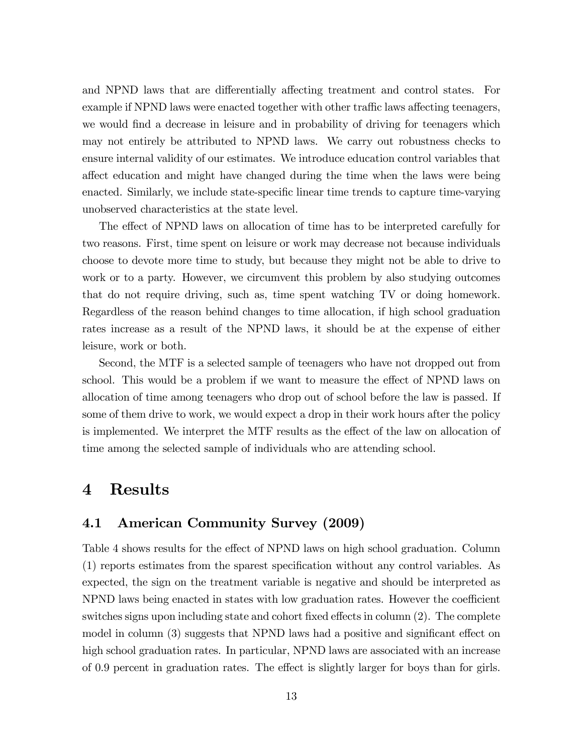and NPND laws that are differentially affecting treatment and control states. For example if NPND laws were enacted together with other traffic laws affecting teenagers, we would find a decrease in leisure and in probability of driving for teenagers which may not entirely be attributed to NPND laws. We carry out robustness checks to ensure internal validity of our estimates. We introduce education control variables that affect education and might have changed during the time when the laws were being enacted. Similarly, we include state-specific linear time trends to capture time-varying unobserved characteristics at the state level.

The effect of NPND laws on allocation of time has to be interpreted carefully for two reasons. First, time spent on leisure or work may decrease not because individuals choose to devote more time to study, but because they might not be able to drive to work or to a party. However, we circumvent this problem by also studying outcomes that do not require driving, such as, time spent watching TV or doing homework. Regardless of the reason behind changes to time allocation, if high school graduation rates increase as a result of the NPND laws, it should be at the expense of either leisure, work or both.

Second, the MTF is a selected sample of teenagers who have not dropped out from school. This would be a problem if we want to measure the effect of NPND laws on allocation of time among teenagers who drop out of school before the law is passed. If some of them drive to work, we would expect a drop in their work hours after the policy is implemented. We interpret the MTF results as the effect of the law on allocation of time among the selected sample of individuals who are attending school.

# 4 Results

## 4.1 American Community Survey (2009)

Table 4 shows results for the effect of NPND laws on high school graduation. Column (1) reports estimates from the sparest specification without any control variables. As expected, the sign on the treatment variable is negative and should be interpreted as NPND laws being enacted in states with low graduation rates. However the coefficient switches signs upon including state and cohort fixed effects in column (2). The complete model in column (3) suggests that NPND laws had a positive and significant effect on high school graduation rates. In particular, NPND laws are associated with an increase of 0.9 percent in graduation rates. The effect is slightly larger for boys than for girls.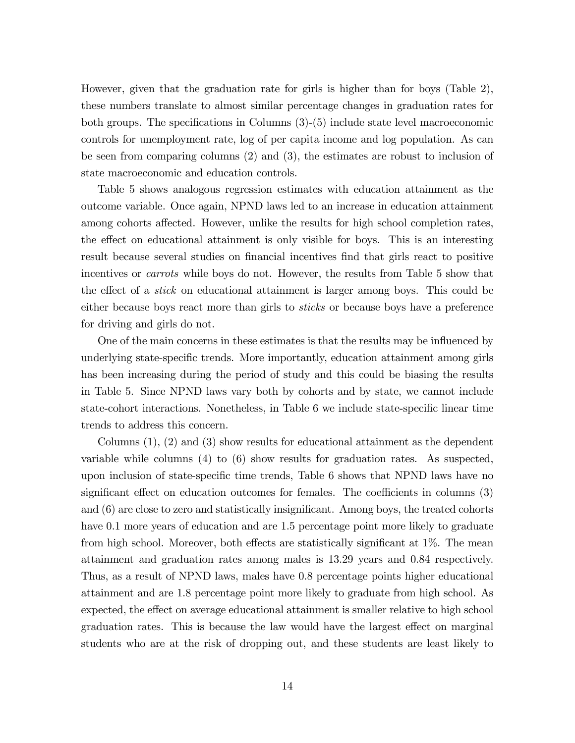However, given that the graduation rate for girls is higher than for boys (Table 2), these numbers translate to almost similar percentage changes in graduation rates for both groups. The specifications in Columns (3)-(5) include state level macroeconomic controls for unemployment rate, log of per capita income and log population. As can be seen from comparing columns (2) and (3), the estimates are robust to inclusion of state macroeconomic and education controls.

Table 5 shows analogous regression estimates with education attainment as the outcome variable. Once again, NPND laws led to an increase in education attainment among cohorts affected. However, unlike the results for high school completion rates, the effect on educational attainment is only visible for boys. This is an interesting result because several studies on financial incentives find that girls react to positive incentives or *carrots* while boys do not. However, the results from Table 5 show that the effect of a *stick* on educational attainment is larger among boys. This could be either because boys react more than girls to *sticks* or because boys have a preference for driving and girls do not.

One of the main concerns in these estimates is that the results may be influenced by underlying state-specific trends. More importantly, education attainment among girls has been increasing during the period of study and this could be biasing the results in Table 5. Since NPND laws vary both by cohorts and by state, we cannot include state-cohort interactions. Nonetheless, in Table 6 we include state-specific linear time trends to address this concern.

Columns (1), (2) and (3) show results for educational attainment as the dependent variable while columns (4) to (6) show results for graduation rates. As suspected, upon inclusion of state-specific time trends, Table 6 shows that NPND laws have no significant effect on education outcomes for females. The coefficients in columns (3) and (6) are close to zero and statistically insignificant. Among boys, the treated cohorts have 0.1 more years of education and are 1.5 percentage point more likely to graduate from high school. Moreover, both effects are statistically significant at 1%. The mean attainment and graduation rates among males is 13.29 years and 0.84 respectively. Thus, as a result of NPND laws, males have 0.8 percentage points higher educational attainment and are 1.8 percentage point more likely to graduate from high school. As expected, the effect on average educational attainment is smaller relative to high school graduation rates. This is because the law would have the largest effect on marginal students who are at the risk of dropping out, and these students are least likely to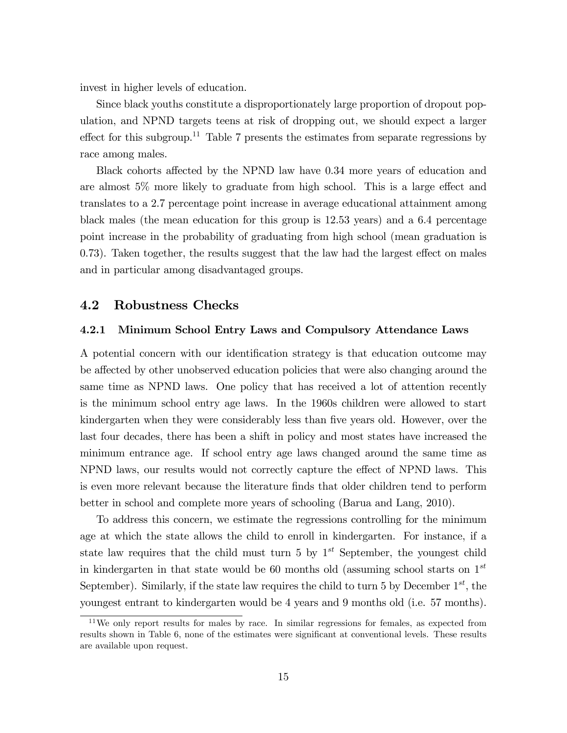invest in higher levels of education.

Since black youths constitute a disproportionately large proportion of dropout population, and NPND targets teens at risk of dropping out, we should expect a larger effect for this subgroup.[11] Table 7 presents the estimates from separate regressions by race among males.

Black cohorts affected by the NPND law have 0.34 more years of education and are almost 5% more likely to graduate from high school. This is a large effect and translates to a 2.7 percentage point increase in average educational attainment among black males (the mean education for this group is 12.53 years) and a 6.4 percentage point increase in the probability of graduating from high school (mean graduation is 0.73). Taken together, the results suggest that the law had the largest effect on males and in particular among disadvantaged groups.

## 4.2 Robustness Checks

### 4.2.1 Minimum School Entry Laws and Compulsory Attendance Laws

A potential concern with our identification strategy is that education outcome may be affected by other unobserved education policies that were also changing around the same time as NPND laws. One policy that has received a lot of attention recently is the minimum school entry age laws. In the 1960s children were allowed to start kindergarten when they were considerably less than five years old. However, over the last four decades, there has been a shift in policy and most states have increased the minimum entrance age. If school entry age laws changed around the same time as NPND laws, our results would not correctly capture the effect of NPND laws. This is even more relevant because the literature finds that older children tend to perform better in school and complete more years of schooling (Barua and Lang, 2010).

To address this concern, we estimate the regressions controlling for the minimum age at which the state allows the child to enroll in kindergarten. For instance, if a state law requires that the child must turn 5 by $1^{st}$ September, the youngest child in kindergarten in that state would be 60 months old (assuming school starts on $1^{st}$ September). Similarly, if the state law requires the child to turn 5 by December $1^{st}$, the youngest entrant to kindergarten would be 4 years and 9 months old (i.e. 57 months).

[11] We only report results for males by race. In similar regressions for females, as expected from results shown in Table 6, none of the estimates were significant at conventional levels. These results are available upon request.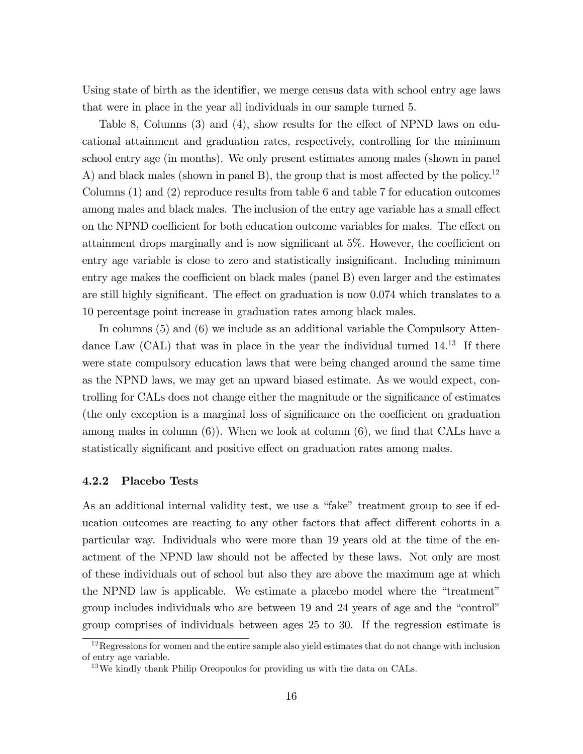Using state of birth as the identifier, we merge census data with school entry age laws that were in place in the year all individuals in our sample turned 5.

Table 8, Columns (3) and (4), show results for the effect of NPND laws on educational attainment and graduation rates, respectively, controlling for the minimum school entry age (in months). We only present estimates among males (shown in panel A) and black males (shown in panel B), the group that is most affected by the policy.[12] Columns (1) and (2) reproduce results from table 6 and table 7 for education outcomes among males and black males. The inclusion of the entry age variable has a small effect on the NPND coefficient for both education outcome variables for males. The effect on attainment drops marginally and is now significant at 5%. However, the coefficient on entry age variable is close to zero and statistically insignificant. Including minimum entry age makes the coefficient on black males (panel B) even larger and the estimates are still highly significant. The effect on graduation is now 0.074 which translates to a 10 percentage point increase in graduation rates among black males.

In columns (5) and (6) we include as an additional variable the Compulsory Attendance Law (CAL) that was in place in the year the individual turned 14.[13] If there were state compulsory education laws that were being changed around the same time as the NPND laws, we may get an upward biased estimate. As we would expect, controlling for CALs does not change either the magnitude or the significance of estimates (the only exception is a marginal loss of significance on the coefficient on graduation among males in column (6)). When we look at column (6), we find that CALs have a statistically significant and positive effect on graduation rates among males.

### 4.2.2 Placebo Tests

As an additional internal validity test, we use a "fake" treatment group to see if education outcomes are reacting to any other factors that affect different cohorts in a particular way. Individuals who were more than 19 years old at the time of the enactment of the NPND law should not be affected by these laws. Not only are most of these individuals out of school but also they are above the maximum age at which the NPND law is applicable. We estimate a placebo model where the "treatment" group includes individuals who are between 19 and 24 years of age and the "control" group comprises of individuals between ages 25 to 30. If the regression estimate is

[12] Regressions for women and the entire sample also yield estimates that do not change with inclusion of entry age variable.

[13] We kindly thank Philip Oreopoulos for providing us with the data on CALs.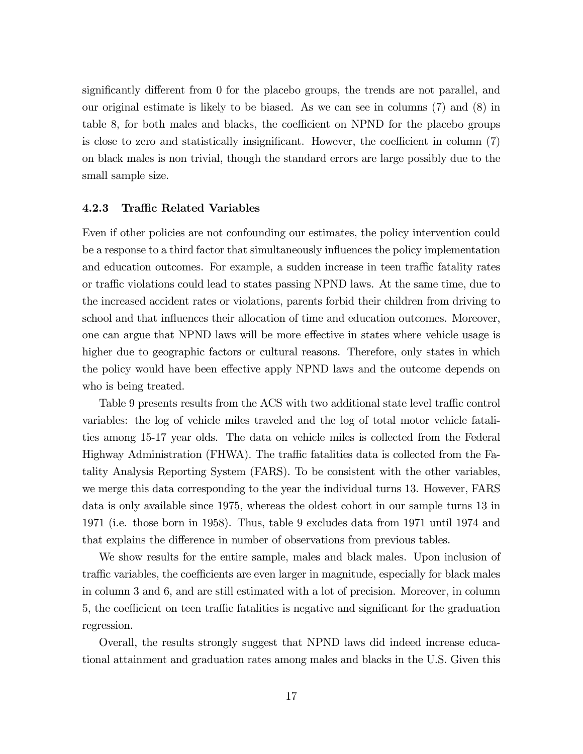significantly different from 0 for the placebo groups, the trends are not parallel, and our original estimate is likely to be biased. As we can see in columns (7) and (8) in table 8, for both males and blacks, the coefficient on NPND for the placebo groups is close to zero and statistically insignificant. However, the coefficient in column (7) on black males is non trivial, though the standard errors are large possibly due to the small sample size.

### 4.2.3 Traffic Related Variables

Even if other policies are not confounding our estimates, the policy intervention could be a response to a third factor that simultaneously influences the policy implementation and education outcomes. For example, a sudden increase in teen traffic fatality rates or traffic violations could lead to states passing NPND laws. At the same time, due to the increased accident rates or violations, parents forbid their children from driving to school and that influences their allocation of time and education outcomes. Moreover, one can argue that NPND laws will be more effective in states where vehicle usage is higher due to geographic factors or cultural reasons. Therefore, only states in which the policy would have been effective apply NPND laws and the outcome depends on who is being treated.

Table 9 presents results from the ACS with two additional state level traffic control variables: the log of vehicle miles traveled and the log of total motor vehicle fatalities among 15-17 year olds. The data on vehicle miles is collected from the Federal Highway Administration (FHWA). The traffic fatalities data is collected from the Fatality Analysis Reporting System (FARS). To be consistent with the other variables, we merge this data corresponding to the year the individual turns 13. However, FARS data is only available since 1975, whereas the oldest cohort in our sample turns 13 in 1971 (i.e. those born in 1958). Thus, table 9 excludes data from 1971 until 1974 and that explains the difference in number of observations from previous tables.

We show results for the entire sample, males and black males. Upon inclusion of traffic variables, the coefficients are even larger in magnitude, especially for black males in column 3 and 6, and are still estimated with a lot of precision. Moreover, in column 5, the coefficient on teen traffic fatalities is negative and significant for the graduation regression.

Overall, the results strongly suggest that NPND laws did indeed increase educational attainment and graduation rates among males and blacks in the U.S. Given this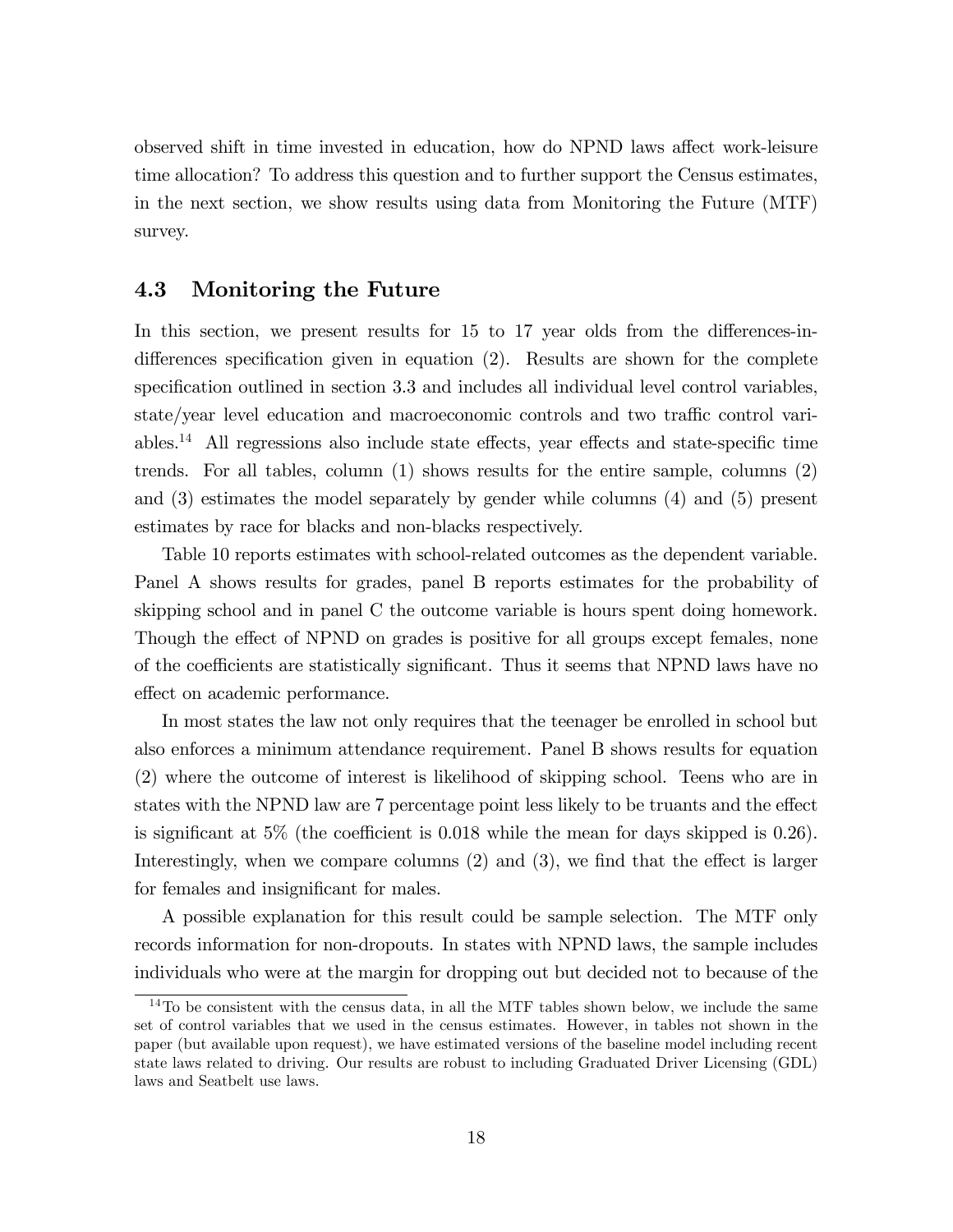observed shift in time invested in education, how do NPND laws affect work-leisure time allocation? To address this question and to further support the Census estimates, in the next section, we show results using data from Monitoring the Future (MTF) survey.

### 4.3 Monitoring the Future

In this section, we present results for 15 to 17 year olds from the differences-in-differences specification given in equation (2). Results are shown for the complete specification outlined in section 3.3 and includes all individual level control variables, state/year level education and macroeconomic controls and two traffic control variables.[14] All regressions also include state effects, year effects and state-specific time trends. For all tables, column (1) shows results for the entire sample, columns (2) and (3) estimates the model separately by gender while columns (4) and (5) present estimates by race for blacks and non-blacks respectively.

Table 10 reports estimates with school-related outcomes as the dependent variable. Panel A shows results for grades, panel B reports estimates for the probability of skipping school and in panel C the outcome variable is hours spent doing homework. Though the effect of NPND on grades is positive for all groups except females, none of the coefficients are statistically significant. Thus it seems that NPND laws have no effect on academic performance.

In most states the law not only requires that the teenager be enrolled in school but also enforces a minimum attendance requirement. Panel B shows results for equation (2) where the outcome of interest is likelihood of skipping school. Teens who are in states with the NPND law are 7 percentage point less likely to be truants and the effect is significant at 5% (the coefficient is 0.018 while the mean for days skipped is 0.26). Interestingly, when we compare columns (2) and (3), we find that the effect is larger for females and insignificant for males.

A possible explanation for this result could be sample selection. The MTF only records information for non-dropouts. In states with NPND laws, the sample includes individuals who were at the margin for dropping out but decided not to because of the

[14] To be consistent with the census data, in all the MTF tables shown below, we include the same set of control variables that we used in the census estimates. However, in tables not shown in the paper (but available upon request), we have estimated versions of the baseline model including recent state laws related to driving. Our results are robust to including Graduated Driver Licensing (GDL) laws and Seatbelt use laws.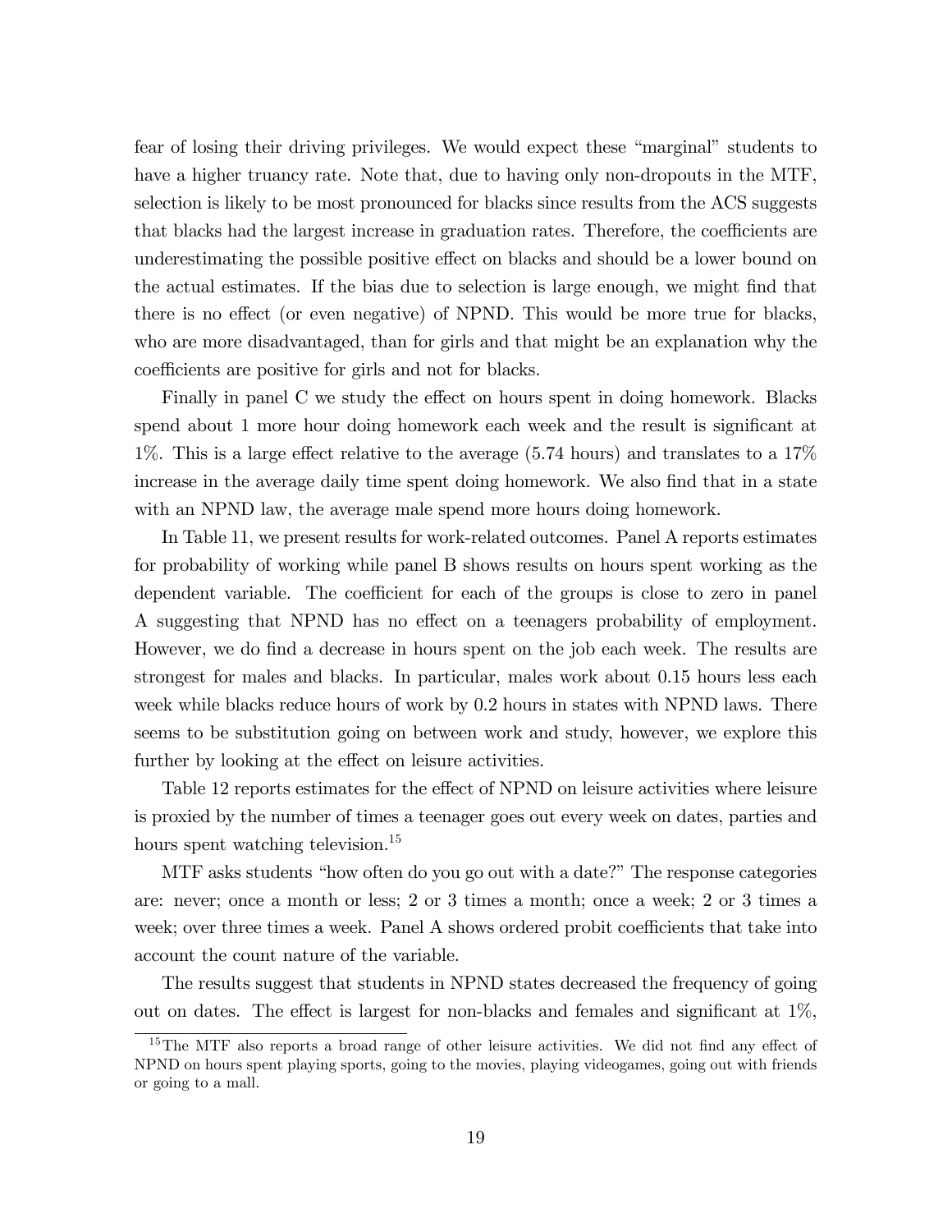fear of losing their driving privileges. We would expect these "marginal" students to have a higher truancy rate. Note that, due to having only non-dropouts in the MTF, selection is likely to be most pronounced for blacks since results from the ACS suggests that blacks had the largest increase in graduation rates. Therefore, the coefficients are underestimating the possible positive effect on blacks and should be a lower bound on the actual estimates. If the bias due to selection is large enough, we might find that there is no effect (or even negative) of NPND. This would be more true for blacks, who are more disadvantaged, than for girls and that might be an explanation why the coefficients are positive for girls and not for blacks.

Finally in panel C we study the effect on hours spent in doing homework. Blacks spend about 1 more hour doing homework each week and the result is significant at 1%. This is a large effect relative to the average (5.74 hours) and translates to a 17% increase in the average daily time spent doing homework. We also find that in a state with an NPND law, the average male spend more hours doing homework.

In Table 11, we present results for work-related outcomes. Panel A reports estimates for probability of working while panel B shows results on hours spent working as the dependent variable. The coefficient for each of the groups is close to zero in panel A suggesting that NPND has no effect on a teenagers probability of employment. However, we do find a decrease in hours spent on the job each week. The results are strongest for males and blacks. In particular, males work about 0.15 hours less each week while blacks reduce hours of work by 0.2 hours in states with NPND laws. There seems to be substitution going on between work and study, however, we explore this further by looking at the effect on leisure activities.

Table 12 reports estimates for the effect of NPND on leisure activities where leisure is proxied by the number of times a teenager goes out every week on dates, parties and hours spent watching television.[15]

MTF asks students "how often do you go out with a date?" The response categories are: never; once a month or less; 2 or 3 times a month; once a week; 2 or 3 times a week; over three times a week. Panel A shows ordered probit coefficients that take into account the count nature of the variable.

The results suggest that students in NPND states decreased the frequency of going out on dates. The effect is largest for non-blacks and females and significant at 1%,

[15] The MTF also reports a broad range of other leisure activities. We did not find any effect of NPND on hours spent playing sports, going to the movies, playing videogames, going out with friends or going to a mall.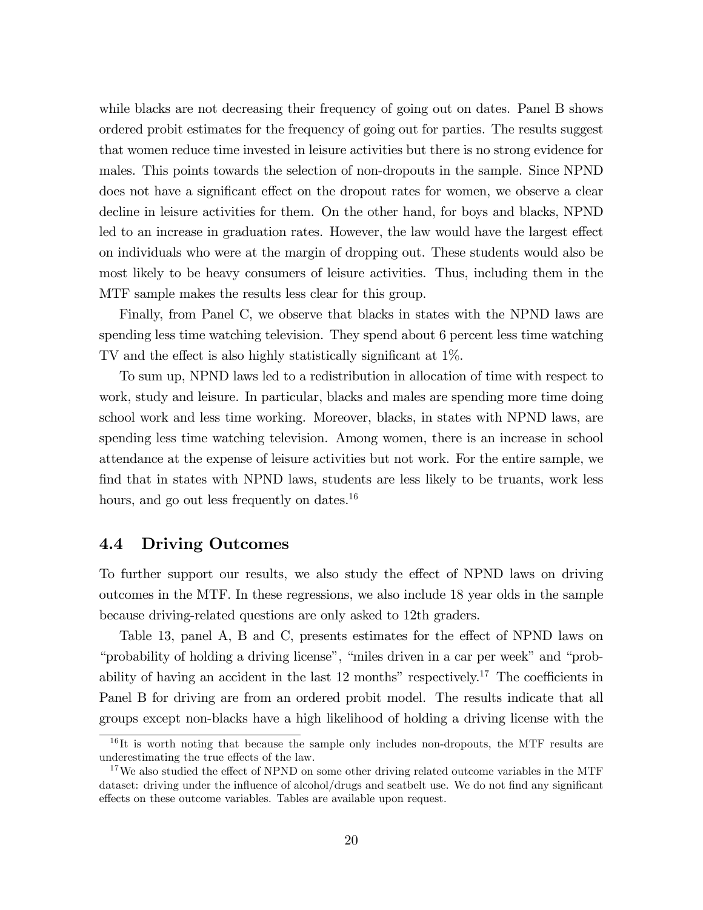while blacks are not decreasing their frequency of going out on dates. Panel B shows ordered probit estimates for the frequency of going out for parties. The results suggest that women reduce time invested in leisure activities but there is no strong evidence for males. This points towards the selection of non-dropouts in the sample. Since NPND does not have a significant effect on the dropout rates for women, we observe a clear decline in leisure activities for them. On the other hand, for boys and blacks, NPND led to an increase in graduation rates. However, the law would have the largest effect on individuals who were at the margin of dropping out. These students would also be most likely to be heavy consumers of leisure activities. Thus, including them in the MTF sample makes the results less clear for this group.

Finally, from Panel C, we observe that blacks in states with the NPND laws are spending less time watching television. They spend about 6 percent less time watching TV and the effect is also highly statistically significant at 1%.

To sum up, NPND laws led to a redistribution in allocation of time with respect to work, study and leisure. In particular, blacks and males are spending more time doing school work and less time working. Moreover, blacks, in states with NPND laws, are spending less time watching television. Among women, there is an increase in school attendance at the expense of leisure activities but not work. For the entire sample, we find that in states with NPND laws, students are less likely to be truants, work less hours, and go out less frequently on dates.[16]

## 4.4 Driving Outcomes

To further support our results, we also study the effect of NPND laws on driving outcomes in the MTF. In these regressions, we also include 18 year olds in the sample because driving-related questions are only asked to 12th graders.

Table 13, panel A, B and C, presents estimates for the effect of NPND laws on "probability of holding a driving license", "miles driven in a car per week" and "probability of having an accident in the last 12 months" respectively.[17] The coefficients in Panel B for driving are from an ordered probit model. The results indicate that all groups except non-blacks have a high likelihood of holding a driving license with the

[16] It is worth noting that because the sample only includes non-dropouts, the MTF results are underestimating the true effects of the law.

[17] We also studied the effect of NPND on some other driving related outcome variables in the MTF dataset: driving under the influence of alcohol/drugs and seatbelt use. We do not find any significant effects on these outcome variables. Tables are available upon request.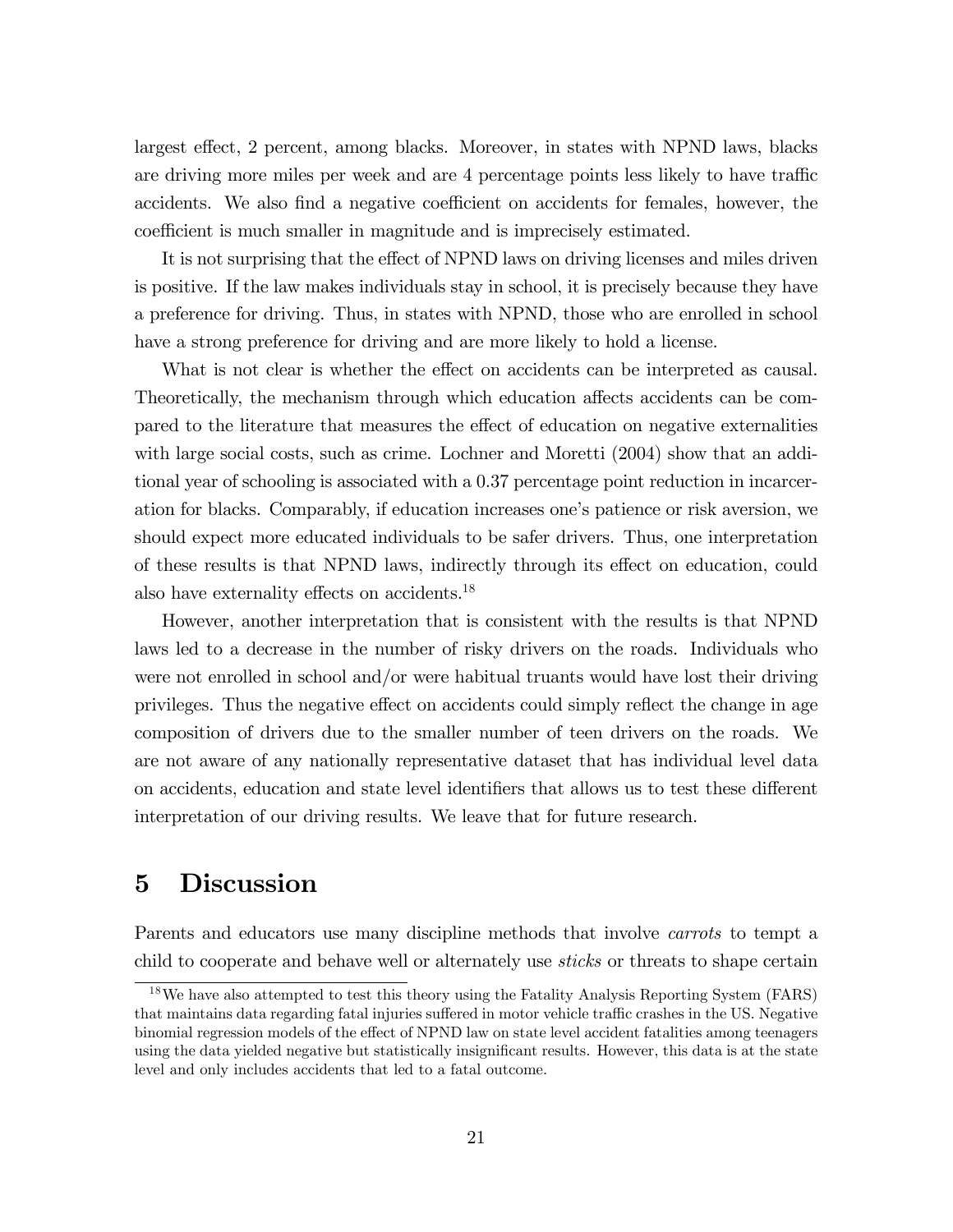largest effect, 2 percent, among blacks. Moreover, in states with NPND laws, blacks are driving more miles per week and are 4 percentage points less likely to have traffic accidents. We also find a negative coefficient on accidents for females, however, the coefficient is much smaller in magnitude and is imprecisely estimated.

It is not surprising that the effect of NPND laws on driving licenses and miles driven is positive. If the law makes individuals stay in school, it is precisely because they have a preference for driving. Thus, in states with NPND, those who are enrolled in school have a strong preference for driving and are more likely to hold a license.

What is not clear is whether the effect on accidents can be interpreted as causal. Theoretically, the mechanism through which education affects accidents can be compared to the literature that measures the effect of education on negative externalities with large social costs, such as crime. Lochner and Moretti (2004) show that an additional year of schooling is associated with a 0.37 percentage point reduction in incarceration for blacks. Comparably, if education increases one's patience or risk aversion, we should expect more educated individuals to be safer drivers. Thus, one interpretation of these results is that NPND laws, indirectly through its effect on education, could also have externality effects on accidents.[18]

However, another interpretation that is consistent with the results is that NPND laws led to a decrease in the number of risky drivers on the roads. Individuals who were not enrolled in school and/or were habitual truants would have lost their driving privileges. Thus the negative effect on accidents could simply reflect the change in age composition of drivers due to the smaller number of teen drivers on the roads. We are not aware of any nationally representative dataset that has individual level data on accidents, education and state level identifiers that allows us to test these different interpretation of our driving results. We leave that for future research.

# 5 Discussion

Parents and educators use many discipline methods that involve *carrots* to tempt a child to cooperate and behave well or alternately use *sticks* or threats to shape certain

[18] We have also attempted to test this theory using the Fatality Analysis Reporting System (FARS) that maintains data regarding fatal injuries suffered in motor vehicle traffic crashes in the US. Negative binomial regression models of the effect of NPND law on state level accident fatalities among teenagers using the data yielded negative but statistically insignificant results. However, this data is at the state level and only includes accidents that led to a fatal outcome.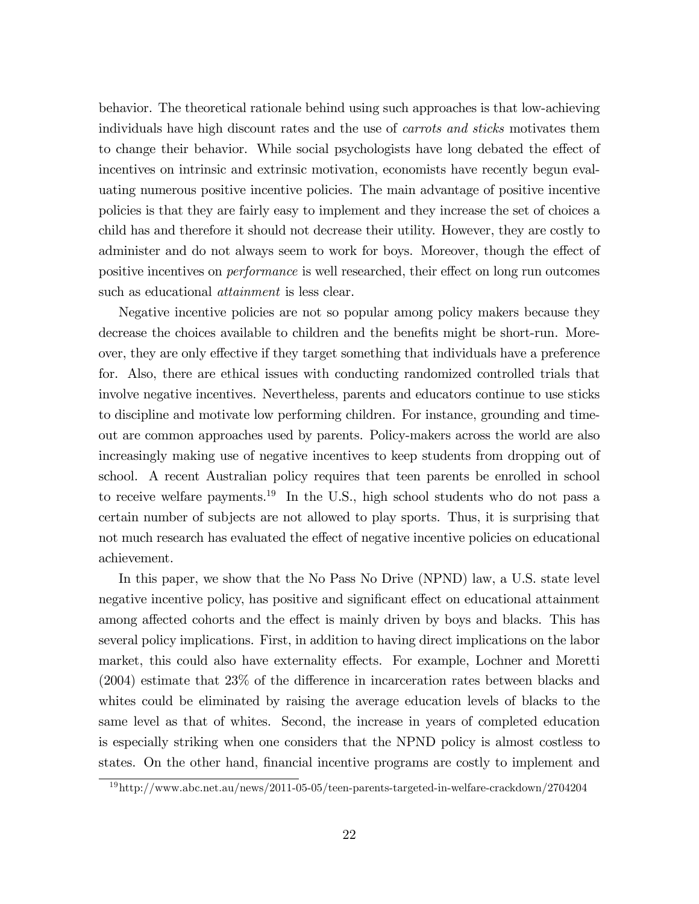behavior. The theoretical rationale behind using such approaches is that low-achieving individuals have high discount rates and the use of *carrots and sticks* motivates them to change their behavior. While social psychologists have long debated the effect of incentives on intrinsic and extrinsic motivation, economists have recently begun evaluating numerous positive incentive policies. The main advantage of positive incentive policies is that they are fairly easy to implement and they increase the set of choices a child has and therefore it should not decrease their utility. However, they are costly to administer and do not always seem to work for boys. Moreover, though the effect of positive incentives on *performance* is well researched, their effect on long run outcomes such as educational *attainment* is less clear.

Negative incentive policies are not so popular among policy makers because they decrease the choices available to children and the benefits might be short-run. Moreover, they are only effective if they target something that individuals have a preference for. Also, there are ethical issues with conducting randomized controlled trials that involve negative incentives. Nevertheless, parents and educators continue to use sticks to discipline and motivate low performing children. For instance, grounding and time-out are common approaches used by parents. Policy-makers across the world are also increasingly making use of negative incentives to keep students from dropping out of school. A recent Australian policy requires that teen parents be enrolled in school to receive welfare payments.[19] In the U.S., high school students who do not pass a certain number of subjects are not allowed to play sports. Thus, it is surprising that not much research has evaluated the effect of negative incentive policies on educational achievement.

In this paper, we show that the No Pass No Drive (NPND) law, a U.S. state level negative incentive policy, has positive and significant effect on educational attainment among affected cohorts and the effect is mainly driven by boys and blacks. This has several policy implications. First, in addition to having direct implications on the labor market, this could also have externality effects. For example, Lochner and Moretti (2004) estimate that 23% of the difference in incarceration rates between blacks and whites could be eliminated by raising the average education levels of blacks to the same level as that of whites. Second, the increase in years of completed education is especially striking when one considers that the NPND policy is almost costless to states. On the other hand, financial incentive programs are costly to implement and

[19] http://www.abc.net.au/news/2011-05-05/teen-parents-targeted-in-welfare-crackdown/2704204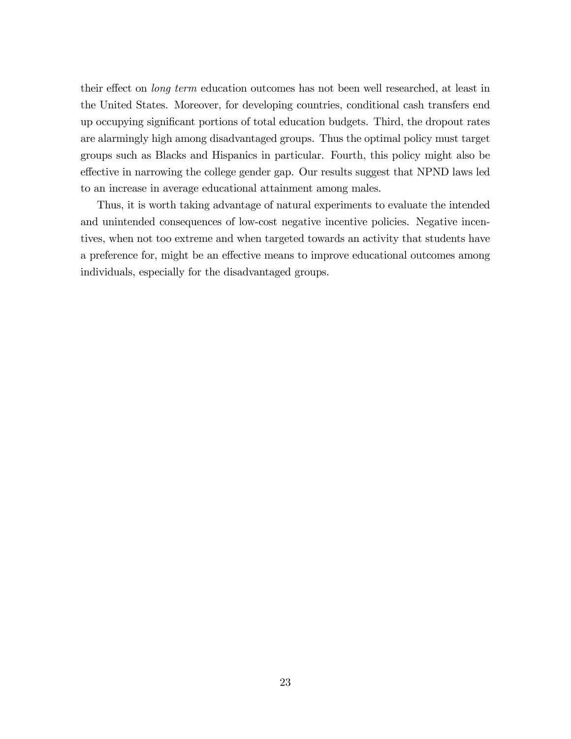their effect on *long term* education outcomes has not been well researched, at least in the United States. Moreover, for developing countries, conditional cash transfers end up occupying significant portions of total education budgets. Third, the dropout rates are alarmingly high among disadvantaged groups. Thus the optimal policy must target groups such as Blacks and Hispanics in particular. Fourth, this policy might also be effective in narrowing the college gender gap. Our results suggest that NPND laws led to an increase in average educational attainment among males.

Thus, it is worth taking advantage of natural experiments to evaluate the intended and unintended consequences of low-cost negative incentive policies. Negative incentives, when not too extreme and when targeted towards an activity that students have a preference for, might be an effective means to improve educational outcomes among individuals, especially for the disadvantaged groups.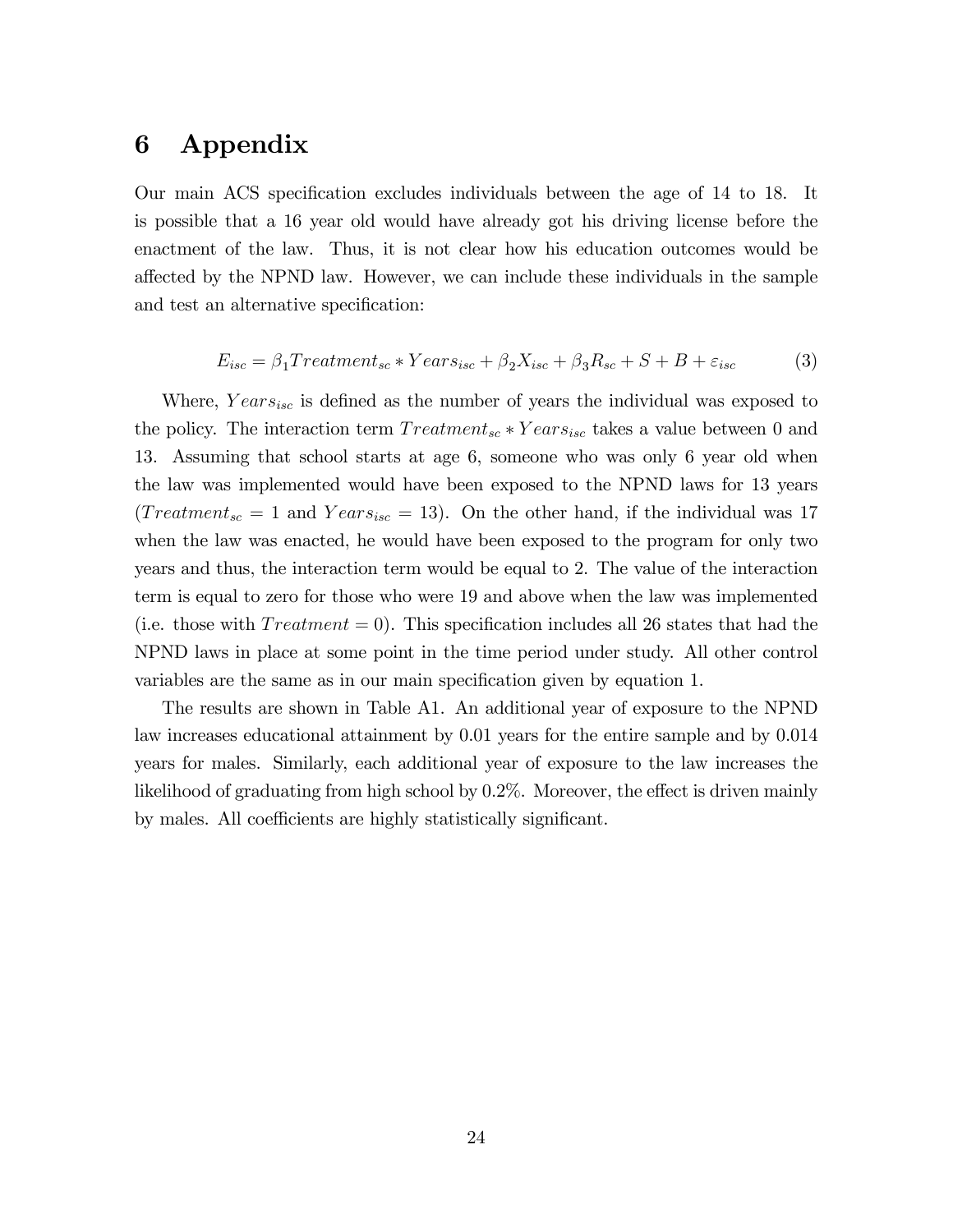# 6 Appendix

Our main ACS specification excludes individuals between the age of 14 to 18. It is possible that a 16 year old would have already got his driving license before the enactment of the law. Thus, it is not clear how his education outcomes would be affected by the NPND law. However, we can include these individuals in the sample and test an alternative specification:

$$E_{isc} = \beta_1 Treatment_{sc} * Years_{isc} + \beta_2 X_{isc} + \beta_3 R_{sc} + S + B + \varepsilon_{isc} \tag{3}$$

Where, $Years_{isc}$ is defined as the number of years the individual was exposed to the policy. The interaction term $Treatment_{sc} * Years_{isc}$ takes a value between 0 and 13. Assuming that school starts at age 6, someone who was only 6 year old when the law was implemented would have been exposed to the NPND laws for 13 years ($Treatment_{sc} = 1$ and $Years_{isc} = 13$). On the other hand, if the individual was 17 when the law was enacted, he would have been exposed to the program for only two years and thus, the interaction term would be equal to 2. The value of the interaction term is equal to zero for those who were 19 and above when the law was implemented (i.e. those with $Treatment = 0$). This specification includes all 26 states that had the NPND laws in place at some point in the time period under study. All other control variables are the same as in our main specification given by equation 1.

The results are shown in Table A1. An additional year of exposure to the NPND law increases educational attainment by 0.01 years for the entire sample and by 0.014 years for males. Similarly, each additional year of exposure to the law increases the likelihood of graduating from high school by 0.2%. Moreover, the effect is driven mainly by males. All coefficients are highly statistically significant.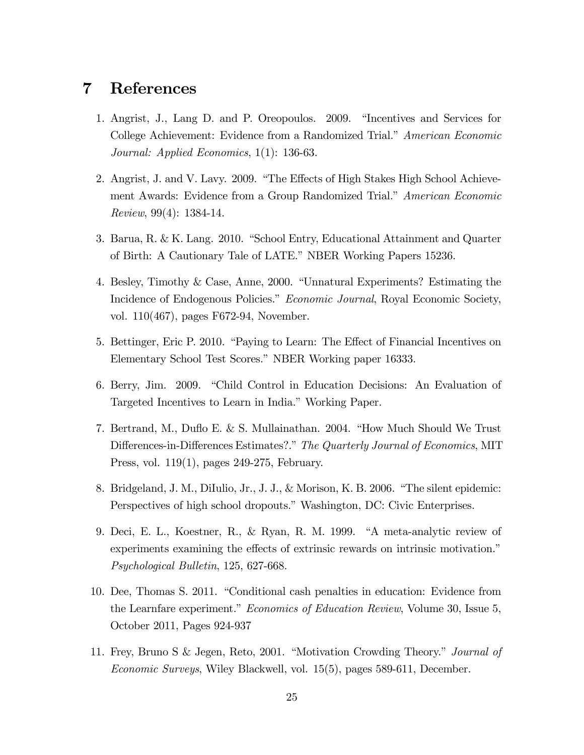## 7 References

1. Angrist, J., Lang D. and P. Oreopoulos. 2009. "Incentives and Services for College Achievement: Evidence from a Randomized Trial." *American Economic Journal: Applied Economics*, 1(1): 136-63.

2. Angrist, J. and V. Lavy. 2009. "The Effects of High Stakes High School Achievement Awards: Evidence from a Group Randomized Trial." *American Economic Review*, 99(4): 1384-14.

3. Barua, R. & K. Lang. 2010. "School Entry, Educational Attainment and Quarter of Birth: A Cautionary Tale of LATE." NBER Working Papers 15236.

4. Besley, Timothy & Case, Anne, 2000. "Unnatural Experiments? Estimating the Incidence of Endogenous Policies." *Economic Journal*, Royal Economic Society, vol. 110(467), pages F672-94, November.

5. Bettinger, Eric P. 2010. "Paying to Learn: The Effect of Financial Incentives on Elementary School Test Scores." NBER Working paper 16333.

6. Berry, Jim. 2009. "Child Control in Education Decisions: An Evaluation of Targeted Incentives to Learn in India." Working Paper.

7. Bertrand, M., Duflo E. & S. Mullainathan. 2004. "How Much Should We Trust Differences-in-Differences Estimates?." *The Quarterly Journal of Economics*, MIT Press, vol. 119(1), pages 249-275, February.

8. Bridgeland, J. M., DiIulio, Jr., J. J., & Morison, K. B. 2006. "The silent epidemic: Perspectives of high school dropouts." Washington, DC: Civic Enterprises.

9. Deci, E. L., Koestner, R., & Ryan, R. M. 1999. "A meta-analytic review of experiments examining the effects of extrinsic rewards on intrinsic motivation." *Psychological Bulletin*, 125, 627-668.

10. Dee, Thomas S. 2011. "Conditional cash penalties in education: Evidence from the Learnfare experiment." *Economics of Education Review*, Volume 30, Issue 5, October 2011, Pages 924-937

11. Frey, Bruno S & Jegen, Reto, 2001. "Motivation Crowding Theory." *Journal of Economic Surveys*, Wiley Blackwell, vol. 15(5), pages 589-611, December.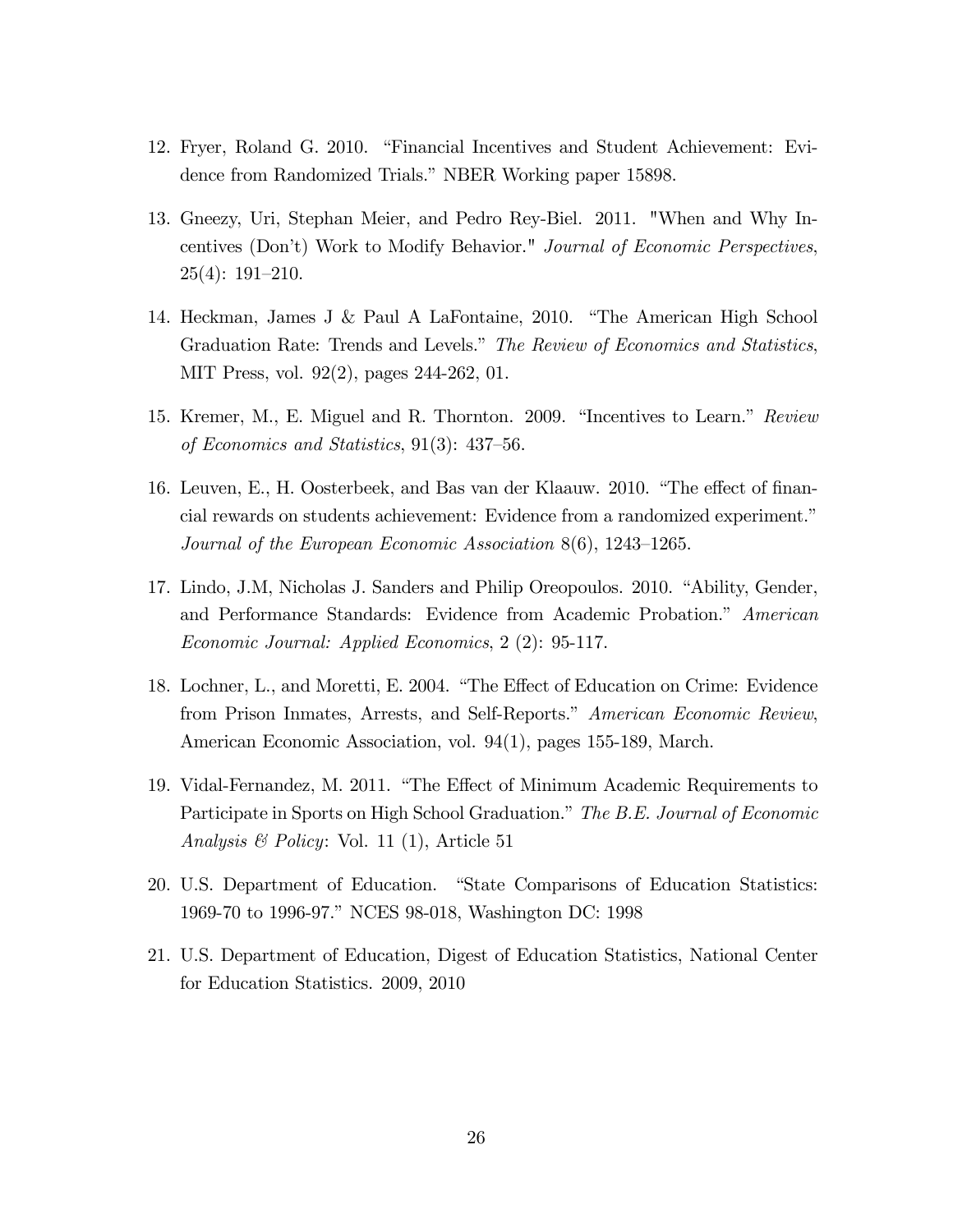12. Fryer, Roland G. 2010. "Financial Incentives and Student Achievement: Evidence from Randomized Trials." NBER Working paper 15898.

13. Gneezy, Uri, Stephan Meier, and Pedro Rey-Biel. 2011. "When and Why Incentives (Don't) Work to Modify Behavior." *Journal of Economic Perspectives*, 25(4): 191–210.

14. Heckman, James J & Paul A LaFontaine, 2010. "The American High School Graduation Rate: Trends and Levels." *The Review of Economics and Statistics*, MIT Press, vol. 92(2), pages 244-262, 01.

15. Kremer, M., E. Miguel and R. Thornton. 2009. "Incentives to Learn." *Review of Economics and Statistics*, 91(3): 437–56.

16. Leuven, E., H. Oosterbeek, and Bas van der Klaauw. 2010. "The effect of financial rewards on students achievement: Evidence from a randomized experiment." *Journal of the European Economic Association* 8(6), 1243–1265.

17. Lindo, J.M, Nicholas J. Sanders and Philip Oreopoulos. 2010. "Ability, Gender, and Performance Standards: Evidence from Academic Probation." *American Economic Journal: Applied Economics*, 2 (2): 95-117.

18. Lochner, L., and Moretti, E. 2004. "The Effect of Education on Crime: Evidence from Prison Inmates, Arrests, and Self-Reports." *American Economic Review*, American Economic Association, vol. 94(1), pages 155-189, March.

19. Vidal-Fernandez, M. 2011. "The Effect of Minimum Academic Requirements to Participate in Sports on High School Graduation." *The B.E. Journal of Economic Analysis & Policy*: Vol. 11 (1), Article 51

20. U.S. Department of Education. "State Comparisons of Education Statistics: 1969-70 to 1996-97." NCES 98-018, Washington DC: 1998

21. U.S. Department of Education, Digest of Education Statistics, National Center for Education Statistics. 2009, 2010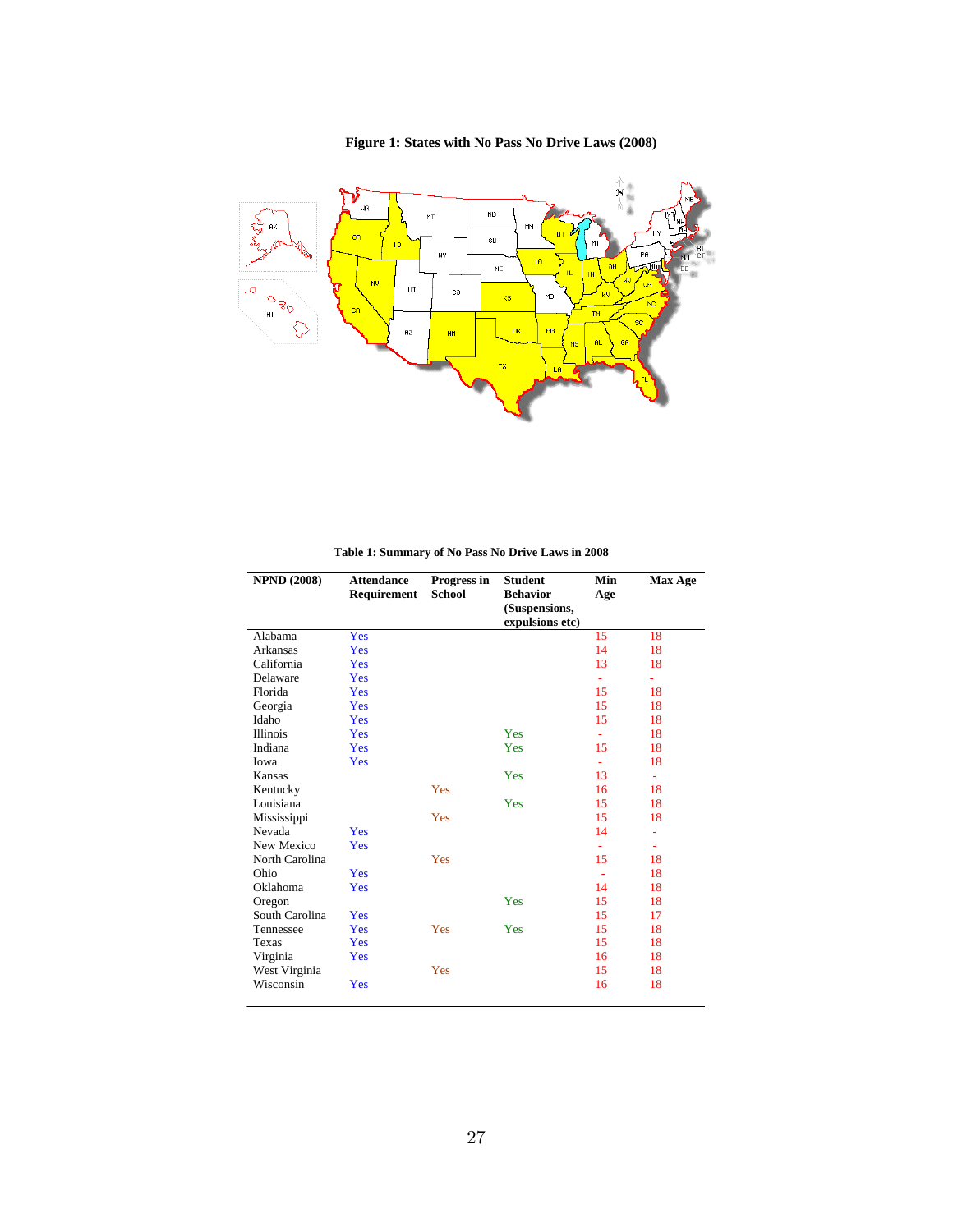**Figure 1: States with No Pass No Drive Laws (2008)**

**Table 1: Summary of No Pass No Drive Laws in 2008**

| NPND (2008) | Attendance Requirement | Progress in School | Student Behavior (Suspensions, expulsions etc) | Min Age | Max Age |
|---|---|---|---|---|---|
| Alabama | Yes | | | 15 | 18 |
| Arkansas | Yes | | | 14 | 18 |
| California | Yes | | | 13 | 18 |
| Delaware | Yes | | | - | - |
| Florida | Yes | | | 15 | 18 |
| Georgia | Yes | | | 15 | 18 |
| Idaho | Yes | | | 15 | 18 |
| Illinois | Yes | | Yes | - | 18 |
| Indiana | Yes | | Yes | 15 | 18 |
| Iowa | Yes | | | - | 18 |
| Kansas | | | Yes | 13 | - |
| Kentucky | | Yes | | 16 | 18 |
| Louisiana | | | Yes | 15 | 18 |
| Mississippi | | Yes | | 15 | 18 |
| Nevada | Yes | | | 14 | - |
| New Mexico | Yes | | | - | - |
| North Carolina | | Yes | | 15 | 18 |
| Ohio | Yes | | | - | 18 |
| Oklahoma | Yes | | | 14 | 18 |
| Oregon | | | Yes | 15 | 18 |
| South Carolina | Yes | | | 15 | 17 |
| Tennessee | Yes | Yes | Yes | 15 | 18 |
| Texas | Yes | | | 15 | 18 |
| Virginia | Yes | | | 16 | 18 |
| West Virginia | | Yes | | 15 | 18 |
| Wisconsin | Yes | | | 16 | 18 |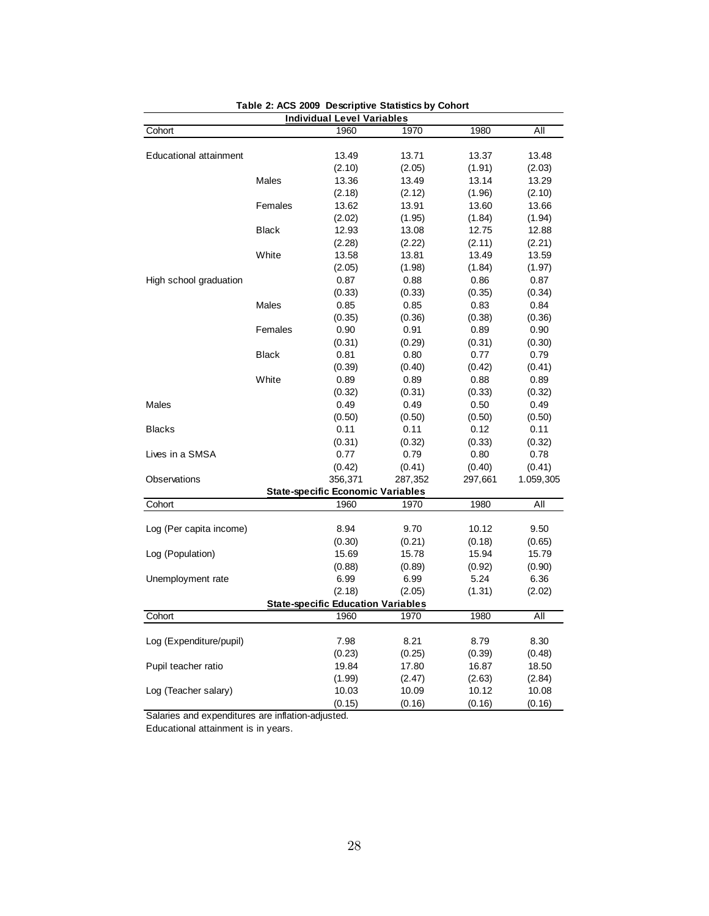**Table 2: ACS 2009 Descriptive Statistics by Cohort**

| **Individual Level Variables** | | | | | |
|---|---|---|---|---|---|
| Cohort | | 1960 | 1970 | 1980 | All |
| Educational attainment | | 13.49 | 13.71 | 13.37 | 13.48 |
| | | (2.10) | (2.05) | (1.91) | (2.03) |
| | Males | 13.36 | 13.49 | 13.14 | 13.29 |
| | | (2.18) | (2.12) | (1.96) | (2.10) |
| | Females | 13.62 | 13.91 | 13.60 | 13.66 |
| | | (2.02) | (1.95) | (1.84) | (1.94) |
| | Black | 12.93 | 13.08 | 12.75 | 12.88 |
| | | (2.28) | (2.22) | (2.11) | (2.21) |
| | White | 13.58 | 13.81 | 13.49 | 13.59 |
| | | (2.05) | (1.98) | (1.84) | (1.97) |
| High school graduation | | 0.87 | 0.88 | 0.86 | 0.87 |
| | | (0.33) | (0.33) | (0.35) | (0.34) |
| | Males | 0.85 | 0.85 | 0.83 | 0.84 |
| | | (0.35) | (0.36) | (0.38) | (0.36) |
| | Females | 0.90 | 0.91 | 0.89 | 0.90 |
| | | (0.31) | (0.29) | (0.31) | (0.30) |
| | Black | 0.81 | 0.80 | 0.77 | 0.79 |
| | | (0.39) | (0.40) | (0.42) | (0.41) |
| | White | 0.89 | 0.89 | 0.88 | 0.89 |
| | | (0.32) | (0.31) | (0.33) | (0.32) |
| Males | | 0.49 | 0.49 | 0.50 | 0.49 |
| | | (0.50) | (0.50) | (0.50) | (0.50) |
| Blacks | | 0.11 | 0.11 | 0.12 | 0.11 |
| | | (0.31) | (0.32) | (0.33) | (0.32) |
| Lives in a SMSA | | 0.77 | 0.79 | 0.80 | 0.78 |
| | | (0.42) | (0.41) | (0.40) | (0.41) |
| Observations | | 356,371 | 287,352 | 297,661 | 1.059,305 |
| **State-specific Economic Variables** | | | | | |
| Cohort | | 1960 | 1970 | 1980 | All |
| Log (Per capita income) | | 8.94 | 9.70 | 10.12 | 9.50 |
| | | (0.30) | (0.21) | (0.18) | (0.65) |
| Log (Population) | | 15.69 | 15.78 | 15.94 | 15.79 |
| | | (0.88) | (0.89) | (0.92) | (0.90) |
| Unemployment rate | | 6.99 | 6.99 | 5.24 | 6.36 |
| | | (2.18) | (2.05) | (1.31) | (2.02) |
| **State-specific Education Variables** | | | | | |
| Cohort | | 1960 | 1970 | 1980 | All |
| Log (Expenditure/pupil) | | 7.98 | 8.21 | 8.79 | 8.30 |
| | | (0.23) | (0.25) | (0.39) | (0.48) |
| Pupil teacher ratio | | 19.84 | 17.80 | 16.87 | 18.50 |
| | | (1.99) | (2.47) | (2.63) | (2.84) |
| Log (Teacher salary) | | 10.03 | 10.09 | 10.12 | 10.08 |
| | | (0.15) | (0.16) | (0.16) | (0.16) |

Salaries and expenditures are inflation-adjusted.
Educational attainment is in years.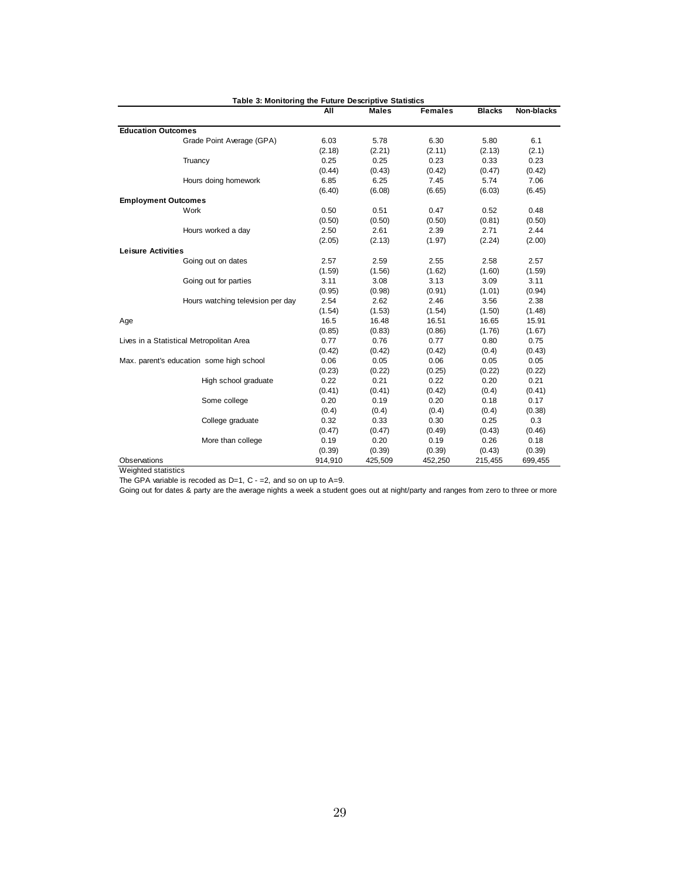**Table 3: Monitoring the Future Descriptive Statistics**

| | All | Males | Females | Blacks | Non-blacks |
|---|---|---|---|---|---|
| **Education Outcomes** | | | | | |
| Grade Point Average (GPA) | 6.03 | 5.78 | 6.30 | 5.80 | 6.1 |
| | (2.18) | (2.21) | (2.11) | (2.13) | (2.1) |
| Truancy | 0.25 | 0.25 | 0.23 | 0.33 | 0.23 |
| | (0.44) | (0.43) | (0.42) | (0.47) | (0.42) |
| Hours doing homework | 6.85 | 6.25 | 7.45 | 5.74 | 7.06 |
| | (6.40) | (6.08) | (6.65) | (6.03) | (6.45) |
| **Employment Outcomes** | | | | | |
| Work | 0.50 | 0.51 | 0.47 | 0.52 | 0.48 |
| | (0.50) | (0.50) | (0.50) | (0.81) | (0.50) |
| Hours worked a day | 2.50 | 2.61 | 2.39 | 2.71 | 2.44 |
| | (2.05) | (2.13) | (1.97) | (2.24) | (2.00) |
| **Leisure Activities** | | | | | |
| Going out on dates | 2.57 | 2.59 | 2.55 | 2.58 | 2.57 |
| | (1.59) | (1.56) | (1.62) | (1.60) | (1.59) |
| Going out for parties | 3.11 | 3.08 | 3.13 | 3.09 | 3.11 |
| | (0.95) | (0.98) | (0.91) | (1.01) | (0.94) |
| Hours watching television per day | 2.54 | 2.62 | 2.46 | 3.56 | 2.38 |
| | (1.54) | (1.53) | (1.54) | (1.50) | (1.48) |
| Age | 16.5 | 16.48 | 16.51 | 16.65 | 15.91 |
| | (0.85) | (0.83) | (0.86) | (1.76) | (1.67) |
| Lives in a Statistical Metropolitan Area | 0.77 | 0.76 | 0.77 | 0.80 | 0.75 |
| | (0.42) | (0.42) | (0.42) | (0.4) | (0.43) |
| Max. parent's education some high school | 0.06 | 0.05 | 0.06 | 0.05 | 0.05 |
| | (0.23) | (0.22) | (0.25) | (0.22) | (0.22) |
| High school graduate | 0.22 | 0.21 | 0.22 | 0.20 | 0.21 |
| | (0.41) | (0.41) | (0.42) | (0.4) | (0.41) |
| Some college | 0.20 | 0.19 | 0.20 | 0.18 | 0.17 |
| | (0.4) | (0.4) | (0.4) | (0.4) | (0.38) |
| College graduate | 0.32 | 0.33 | 0.30 | 0.25 | 0.3 |
| | (0.47) | (0.47) | (0.49) | (0.43) | (0.46) |
| More than college | 0.19 | 0.20 | 0.19 | 0.26 | 0.18 |
| | (0.39) | (0.39) | (0.39) | (0.43) | (0.39) |
| Observations | 914,910 | 425,509 | 452,250 | 215,455 | 699,455 |

Weighted statistics

The GPA variable is recoded as D=1, C - =2, and so on up to A=9.

Going out for dates & party are the average nights a week a student goes out at night/party and ranges from zero to three or more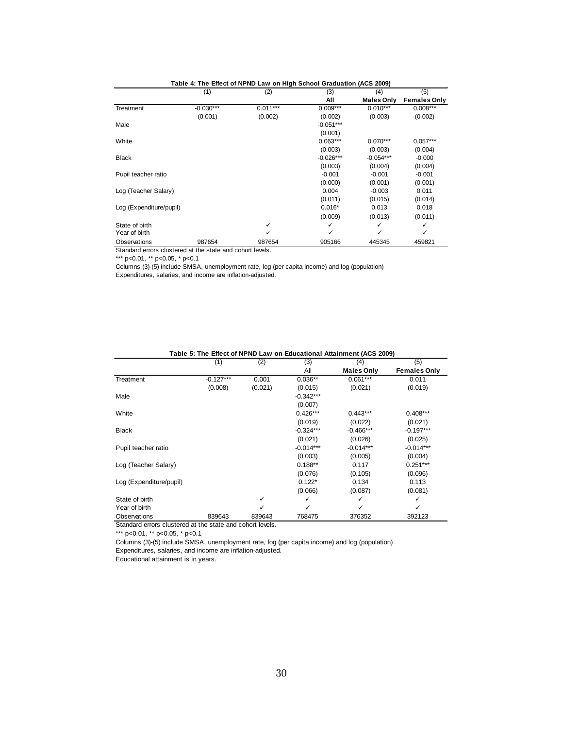**Table 4: The Effect of NPND Law on High School Graduation (ACS 2009)**

| | (1) | (2) | (3) All | (4) Males Only | (5) Females Only |
|---|---|---|---|---|---|
| Treatment | -0.030*** | 0.011*** | 0.009*** | 0.010*** | 0.008*** |
| | (0.001) | (0.002) | (0.002) | (0.003) | (0.002) |
| Male | | | -0.051*** | | |
| | | | (0.001) | | |
| White | | | 0.063*** | 0.070*** | 0.057*** |
| | | | (0.003) | (0.003) | (0.004) |
| Black | | | -0.026*** | -0.054*** | -0.000 |
| | | | (0.003) | (0.004) | (0.004) |
| Pupil teacher ratio | | | -0.001 | -0.001 | -0.001 |
| | | | (0.000) | (0.001) | (0.001) |
| Log (Teacher Salary) | | | 0.004 | -0.003 | 0.011 |
| | | | (0.011) | (0.015) | (0.014) |
| Log (Expenditure/pupil) | | | 0.016* | 0.013 | 0.018 |
| | | | (0.009) | (0.013) | (0.011) |
| State of birth | | ✓ | ✓ | ✓ | ✓ |
| Year of birth | | ✓ | ✓ | ✓ | ✓ |
| Observations | 987654 | 987654 | 905166 | 445345 | 459821 |

Standard errors clustered at the state and cohort levels.

*** p<0.01, ** p<0.05, * p<0.1

Columns (3)-(5) include SMSA, unemployment rate, log (per capita income) and log (population)

Expenditures, salaries, and income are inflation-adjusted.

**Table 5: The Effect of NPND Law on Educational Attainment (ACS 2009)**

| | (1) | (2) | (3) All | (4) Males Only | (5) Females Only |
|---|---|---|---|---|---|
| Treatment | -0.127*** | 0.001 | 0.036** | 0.061*** | 0.011 |
| | (0.008) | (0.021) | (0.015) | (0.021) | (0.019) |
| Male | | | -0.342*** | | |
| | | | (0.007) | | |
| White | | | 0.426*** | 0.443*** | 0.408*** |
| | | | (0.019) | (0.022) | (0.021) |
| Black | | | -0.324*** | -0.466*** | -0.197*** |
| | | | (0.021) | (0.026) | (0.025) |
| Pupil teacher ratio | | | -0.014*** | -0.014*** | -0.014*** |
| | | | (0.003) | (0.005) | (0.004) |
| Log (Teacher Salary) | | | 0.188** | 0.117 | 0.251*** |
| | | | (0.076) | (0.105) | (0.096) |
| Log (Expenditure/pupil) | | | 0.122* | 0.134 | 0.113 |
| | | | (0.066) | (0.087) | (0.081) |
| State of birth | | ✓ | ✓ | ✓ | ✓ |
| Year of birth | | ✓ | ✓ | ✓ | ✓ |
| Observations | 839643 | 839643 | 768475 | 376352 | 392123 |

Standard errors clustered at the state and cohort levels.

*** p<0.01, ** p<0.05, * p<0.1

Columns (3)-(5) include SMSA, unemployment rate, log (per capita income) and log (population)

Expenditures, salaries, and income are inflation-adjusted.

Educational attainment is in years.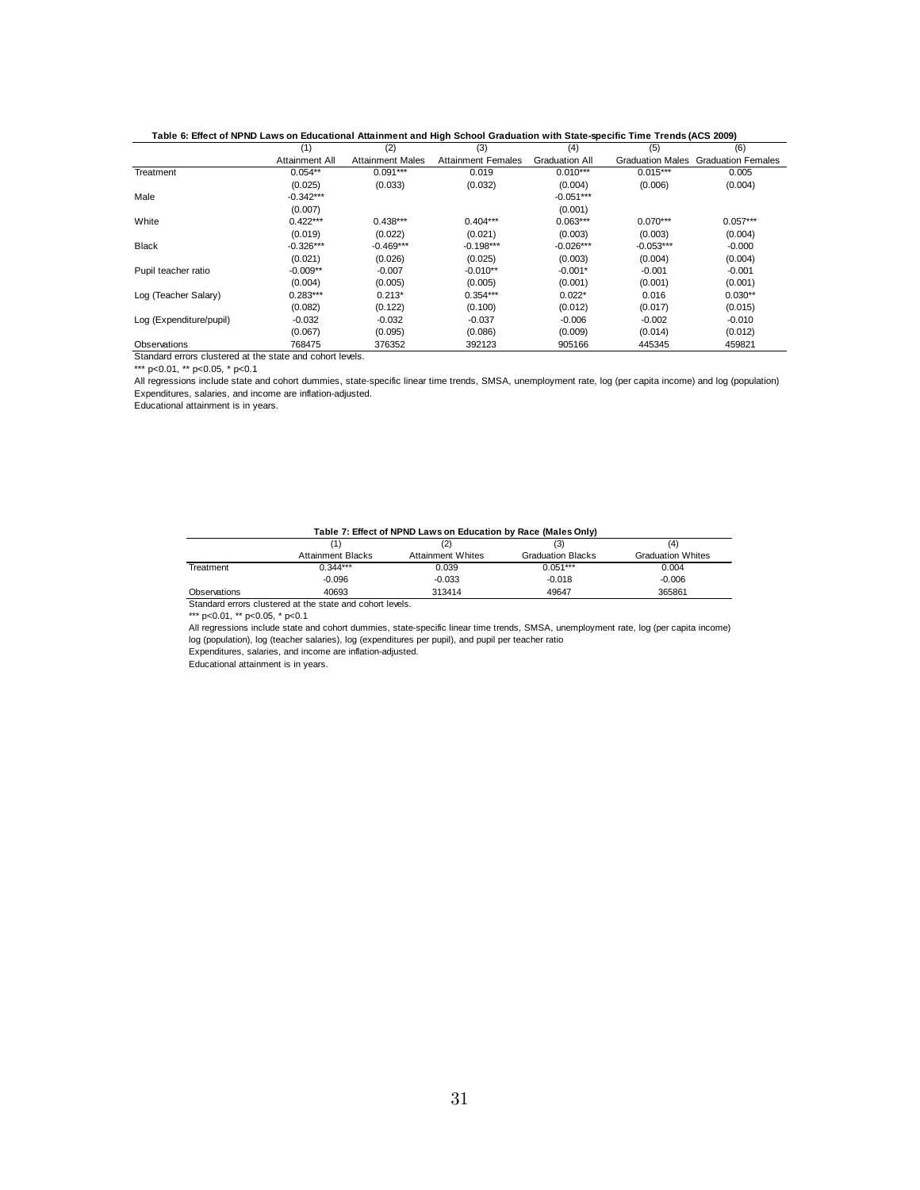**Table 6: Effect of NPND Laws on Educational Attainment and High School Graduation with State-specific Time Trends (ACS 2009)**

| | (1) | (2) | (3) | (4) | (5) | (6) |
|---|---|---|---|---|---|---|
| | Attainment All | Attainment Males | Attainment Females | Graduation All | Graduation Males | Graduation Females |
| Treatment | 0.054** | 0.091*** | 0.019 | 0.010*** | 0.015*** | 0.005 |
| | (0.025) | (0.033) | (0.032) | (0.004) | (0.006) | (0.004) |
| Male | -0.342*** | | | -0.051*** | | |
| | (0.007) | | | (0.001) | | |
| White | 0.422*** | 0.438*** | 0.404*** | 0.063*** | 0.070*** | 0.057*** |
| | (0.019) | (0.022) | (0.021) | (0.003) | (0.003) | (0.004) |
| Black | -0.326*** | -0.469*** | -0.198*** | -0.026*** | -0.053*** | -0.000 |
| | (0.021) | (0.026) | (0.025) | (0.003) | (0.004) | (0.004) |
| Pupil teacher ratio | -0.009** | -0.007 | -0.010** | -0.001* | -0.001 | -0.001 |
| | (0.004) | (0.005) | (0.005) | (0.001) | (0.001) | (0.001) |
| Log (Teacher Salary) | 0.283*** | 0.213* | 0.354*** | 0.022* | 0.016 | 0.030** |
| | (0.082) | (0.122) | (0.100) | (0.012) | (0.017) | (0.015) |
| Log (Expenditure/pupil) | -0.032 | -0.032 | -0.037 | -0.006 | -0.002 | -0.010 |
| | (0.067) | (0.095) | (0.086) | (0.009) | (0.014) | (0.012) |
| Observations | 768475 | 376352 | 392123 | 905166 | 445345 | 459821 |

Standard errors clustered at the state and cohort levels.

*** p<0.01, ** p<0.05, * p<0.1

All regressions include state and cohort dummies, state-specific linear time trends, SMSA, unemployment rate, log (per capita income) and log (population)

Expenditures, salaries, and income are inflation-adjusted.

Educational attainment is in years.

**Table 7: Effect of NPND Laws on Education by Race (Males Only)**

| | (1) | (2) | (3) | (4) |
|---|---|---|---|---|
| | Attainment Blacks | Attainment Whites | Graduation Blacks | Graduation Whites |
| Treatment | 0.344*** | 0.039 | 0.051*** | 0.004 |
| | -0.096 | -0.033 | -0.018 | -0.006 |
| Observations | 40693 | 313414 | 49647 | 365861 |

Standard errors clustered at the state and cohort levels.

*** p<0.01, ** p<0.05, * p<0.1

All regressions include state and cohort dummies, state-specific linear time trends, SMSA, unemployment rate, log (per capita income) log (population), log (teacher salaries), log (expenditures per pupil), and pupil per teacher ratio

Expenditures, salaries, and income are inflation-adjusted.

Educational attainment is in years.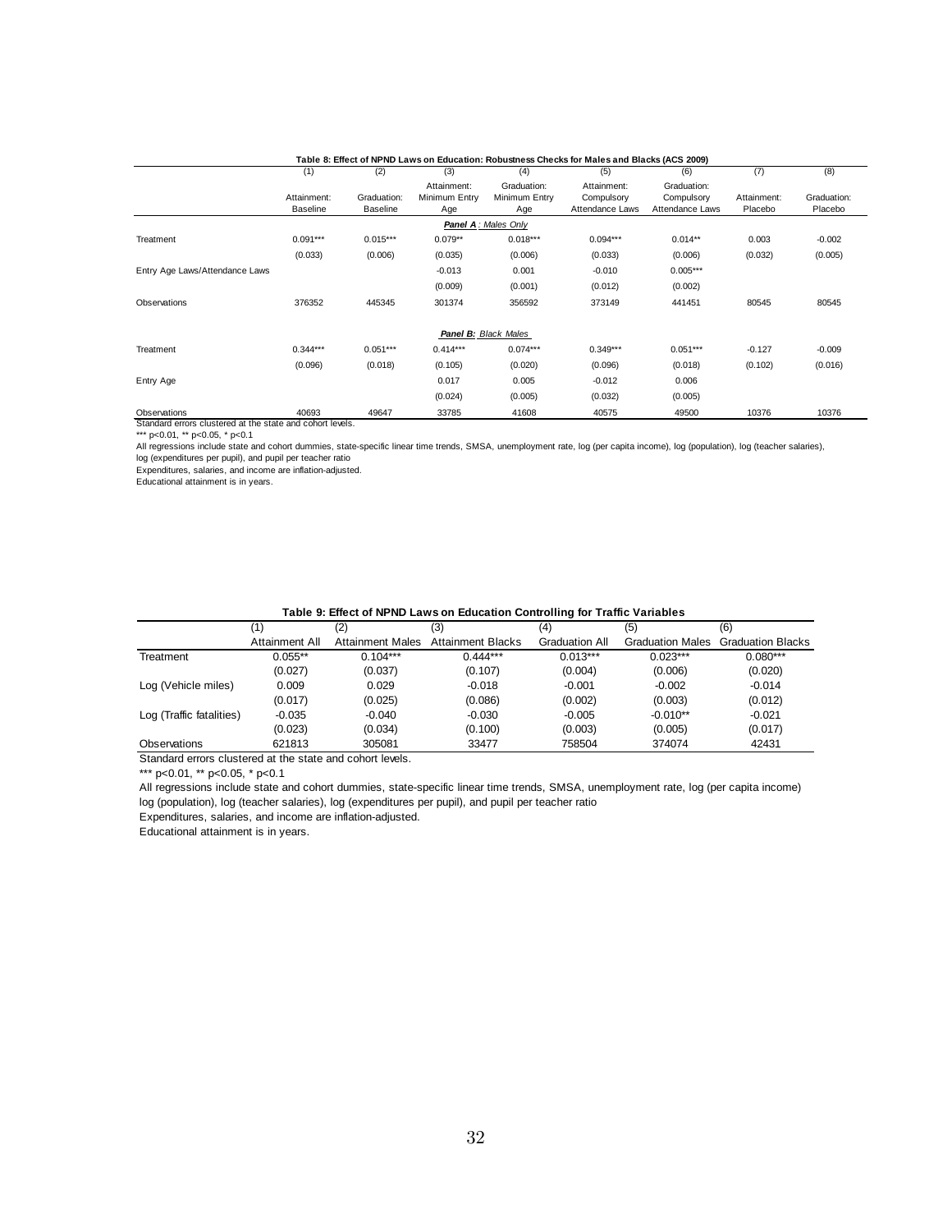**Table 8: Effect of NPND Laws on Education: Robustness Checks for Males and Blacks (ACS 2009)**

| | (1) | (2) | (3) | (4) | (5) | (6) | (7) | (8) |
|---|---|---|---|---|---|---|---|---|
| | Attainment: Baseline | Graduation: Baseline | Attainment: Minimum Entry Age | Graduation: Minimum Entry Age | Attainment: Compulsory Attendance Laws | Graduation: Compulsory Attendance Laws | Attainment: Placebo | Graduation: Placebo |
| | | | | ***Panel A**: Males Only* | | | | |
| Treatment | 0.091*** | 0.015*** | 0.079** | 0.018*** | 0.094*** | 0.014** | 0.003 | -0.002 |
| | (0.033) | (0.006) | (0.035) | (0.006) | (0.033) | (0.006) | (0.032) | (0.005) |
| Entry Age Laws/Attendance Laws | | | -0.013 | 0.001 | -0.010 | 0.005*** | | |
| | | | (0.009) | (0.001) | (0.012) | (0.002) | | |
| Observations | 376352 | 445345 | 301374 | 356592 | 373149 | 441451 | 80545 | 80545 |
| | | | | ***Panel B**: Black Males* | | | | |
| Treatment | 0.344*** | 0.051*** | 0.414*** | 0.074*** | 0.349*** | 0.051*** | -0.127 | -0.009 |
| | (0.096) | (0.018) | (0.105) | (0.020) | (0.096) | (0.018) | (0.102) | (0.016) |
| Entry Age | | | 0.017 | 0.005 | -0.012 | 0.006 | | |
| | | | (0.024) | (0.005) | (0.032) | (0.005) | | |
| Observations | 40693 | 49647 | 33785 | 41608 | 40575 | 49500 | 10376 | 10376 |

Standard errors clustered at the state and cohort levels.
*** p<0.01, ** p<0.05, * p<0.1
All regressions include state and cohort dummies, state-specific linear time trends, SMSA, unemployment rate, log (per capita income), log (population), log (teacher salaries), log (expenditures per pupil), and pupil per teacher ratio
Expenditures, salaries, and income are inflation-adjusted.
Educational attainment is in years.

**Table 9: Effect of NPND Laws on Education Controlling for Traffic Variables**

| | (1) | (2) | (3) | (4) | (5) | (6) |
|---|---|---|---|---|---|---|
| | Attainment All | Attainment Males | Attainment Blacks | Graduation All | Graduation Males | Graduation Blacks |
| Treatment | 0.055** | 0.104*** | 0.444*** | 0.013*** | 0.023*** | 0.080*** |
| | (0.027) | (0.037) | (0.107) | (0.004) | (0.006) | (0.020) |
| Log (Vehicle miles) | 0.009 | 0.029 | -0.018 | -0.001 | -0.002 | -0.014 |
| | (0.017) | (0.025) | (0.086) | (0.002) | (0.003) | (0.012) |
| Log (Traffic fatalities) | -0.035 | -0.040 | -0.030 | -0.005 | -0.010** | -0.021 |
| | (0.023) | (0.034) | (0.100) | (0.003) | (0.005) | (0.017) |
| Observations | 621813 | 305081 | 33477 | 758504 | 374074 | 42431 |

Standard errors clustered at the state and cohort levels.
*** p<0.01, ** p<0.05, * p<0.1
All regressions include state and cohort dummies, state-specific linear time trends, SMSA, unemployment rate, log (per capita income) log (population), log (teacher salaries), log (expenditures per pupil), and pupil per teacher ratio
Expenditures, salaries, and income are inflation-adjusted.
Educational attainment is in years.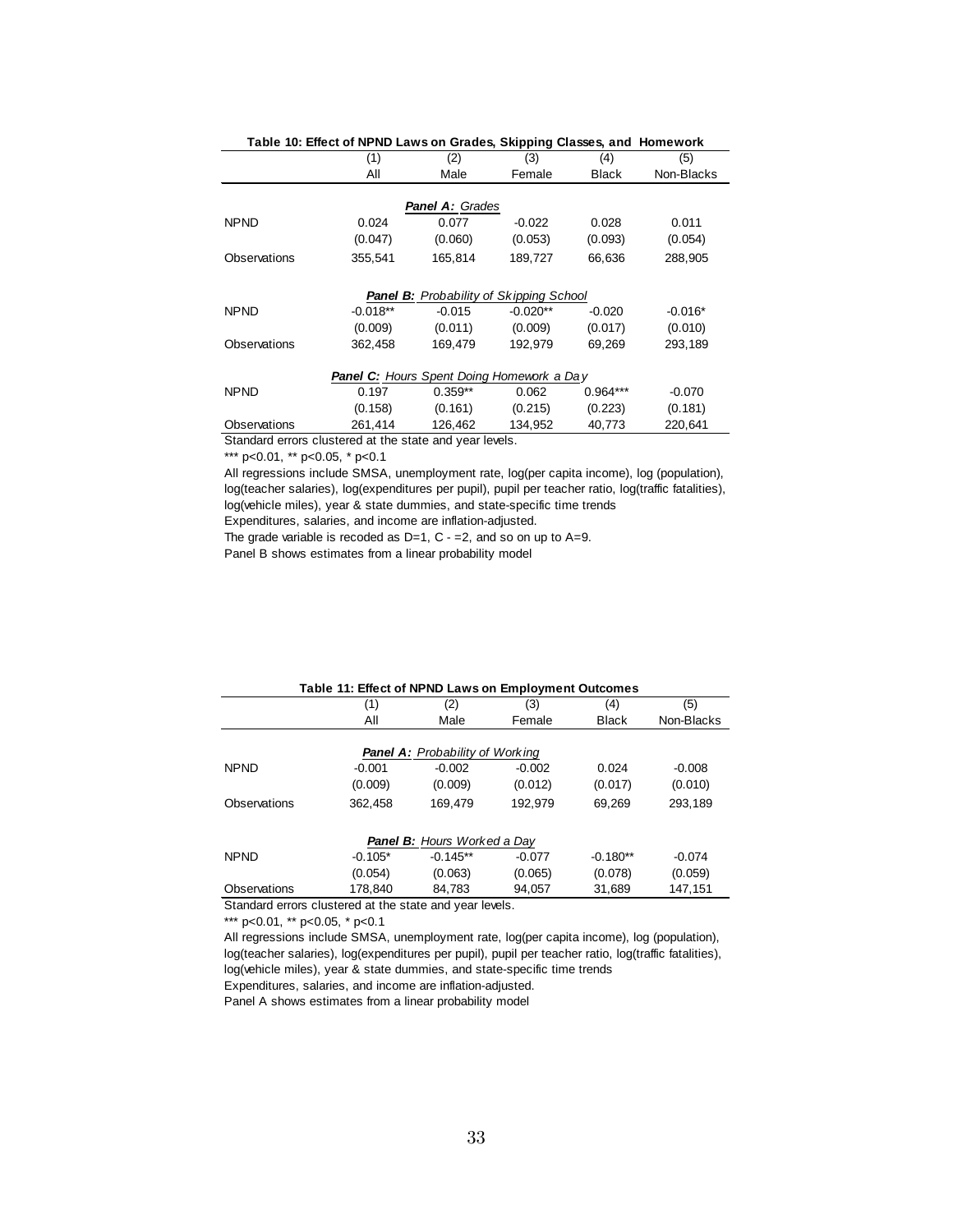**Table 10: Effect of NPND Laws on Grades, Skipping Classes, and Homework**

| | (1) | (2) | (3) | (4) | (5) |
|---|---|---|---|---|---|
| | All | Male | Female | Black | Non-Blacks |
| | | ***Panel A:*** *Grades* | | | |
| NPND | 0.024 | 0.077 | -0.022 | 0.028 | 0.011 |
| | (0.047) | (0.060) | (0.053) | (0.093) | (0.054) |
| Observations | 355,541 | 165,814 | 189,727 | 66,636 | 288,905 |
| | | ***Panel B:*** *Probability of Skipping School* | | | |
| NPND | -0.018** | -0.015 | -0.020** | -0.020 | -0.016* |
| | (0.009) | (0.011) | (0.009) | (0.017) | (0.010) |
| Observations | 362,458 | 169,479 | 192,979 | 69,269 | 293,189 |
| | | ***Panel C:*** *Hours Spent Doing Homework a Day* | | | |
| NPND | 0.197 | 0.359** | 0.062 | 0.964*** | -0.070 |
| | (0.158) | (0.161) | (0.215) | (0.223) | (0.181) |
| Observations | 261,414 | 126,462 | 134,952 | 40,773 | 220,641 |

Standard errors clustered at the state and year levels.

*** p<0.01, ** p<0.05, * p<0.1

All regressions include SMSA, unemployment rate, log(per capita income), log (population), log(teacher salaries), log(expenditures per pupil), pupil per teacher ratio, log(traffic fatalities), log(vehicle miles), year & state dummies, and state-specific time trends

Expenditures, salaries, and income are inflation-adjusted.

The grade variable is recoded as D=1, C - =2, and so on up to A=9.

Panel B shows estimates from a linear probability model

**Table 11: Effect of NPND Laws on Employment Outcomes**

| | (1) | (2) | (3) | (4) | (5) |
|---|---|---|---|---|---|
| | All | Male | Female | Black | Non-Blacks |
| | | ***Panel A:*** *Probability of Working* | | | |
| NPND | -0.001 | -0.002 | -0.002 | 0.024 | -0.008 |
| | (0.009) | (0.009) | (0.012) | (0.017) | (0.010) |
| Observations | 362,458 | 169,479 | 192,979 | 69,269 | 293,189 |
| | | ***Panel B:*** *Hours Worked a Day* | | | |
| NPND | -0.105* | -0.145** | -0.077 | -0.180** | -0.074 |
| | (0.054) | (0.063) | (0.065) | (0.078) | (0.059) |
| Observations | 178,840 | 84,783 | 94,057 | 31,689 | 147,151 |

Standard errors clustered at the state and year levels.

*** p<0.01, ** p<0.05, * p<0.1

All regressions include SMSA, unemployment rate, log(per capita income), log (population), log(teacher salaries), log(expenditures per pupil), pupil per teacher ratio, log(traffic fatalities), log(vehicle miles), year & state dummies, and state-specific time trends

Expenditures, salaries, and income are inflation-adjusted.

Panel A shows estimates from a linear probability model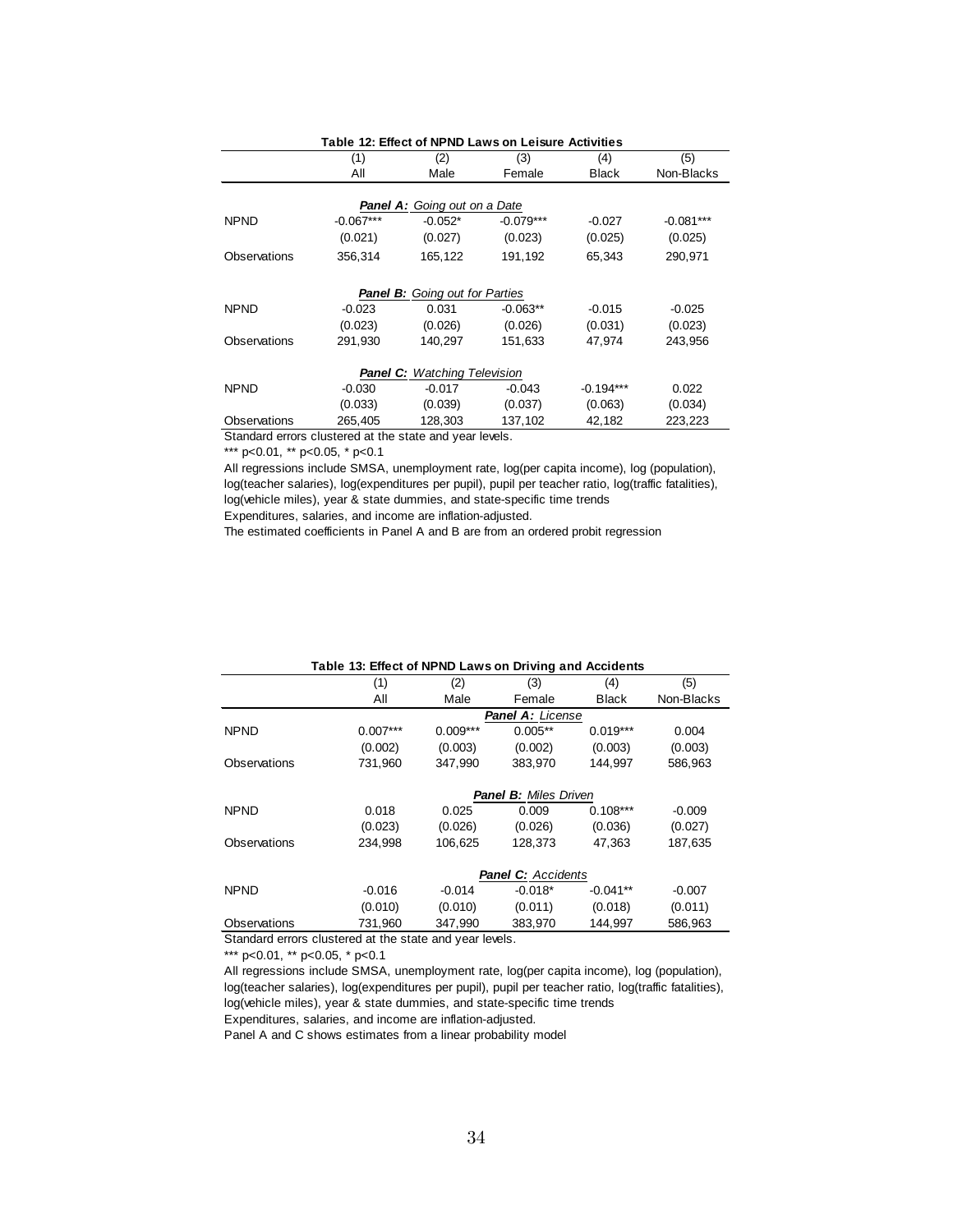**Table 12: Effect of NPND Laws on Leisure Activities**

| | (1) | (2) | (3) | (4) | (5) |
|---|---|---|---|---|---|
| | All | Male | Female | Black | Non-Blacks |
| | | ***Panel A:** Going out on a Date* | | | |
| NPND | -0.067*** | -0.052* | -0.079*** | -0.027 | -0.081*** |
| | (0.021) | (0.027) | (0.023) | (0.025) | (0.025) |
| Observations | 356,314 | 165,122 | 191,192 | 65,343 | 290,971 |
| | | ***Panel B:** Going out for Parties* | | | |
| NPND | -0.023 | 0.031 | -0.063** | -0.015 | -0.025 |
| | (0.023) | (0.026) | (0.026) | (0.031) | (0.023) |
| Observations | 291,930 | 140,297 | 151,633 | 47,974 | 243,956 |
| | | ***Panel C:** Watching Television* | | | |
| NPND | -0.030 | -0.017 | -0.043 | -0.194*** | 0.022 |
| | (0.033) | (0.039) | (0.037) | (0.063) | (0.034) |
| Observations | 265,405 | 128,303 | 137,102 | 42,182 | 223,223 |

Standard errors clustered at the state and year levels.

*** p<0.01, ** p<0.05, * p<0.1

All regressions include SMSA, unemployment rate, log(per capita income), log (population), log(teacher salaries), log(expenditures per pupil), pupil per teacher ratio, log(traffic fatalities), log(vehicle miles), year & state dummies, and state-specific time trends

Expenditures, salaries, and income are inflation-adjusted.

The estimated coefficients in Panel A and B are from an ordered probit regression

**Table 13: Effect of NPND Laws on Driving and Accidents**

| | (1) | (2) | (3) | (4) | (5) |
|---|---|---|---|---|---|
| | All | Male | Female | Black | Non-Blacks |
| | | | ***Panel A:** License* | | |
| NPND | 0.007*** | 0.009*** | 0.005** | 0.019*** | 0.004 |
| | (0.002) | (0.003) | (0.002) | (0.003) | (0.003) |
| Observations | 731,960 | 347,990 | 383,970 | 144,997 | 586,963 |
| | | | ***Panel B:** Miles Driven* | | |
| NPND | 0.018 | 0.025 | 0.009 | 0.108*** | -0.009 |
| | (0.023) | (0.026) | (0.026) | (0.036) | (0.027) |
| Observations | 234,998 | 106,625 | 128,373 | 47,363 | 187,635 |
| | | | ***Panel C:** Accidents* | | |
| NPND | -0.016 | -0.014 | -0.018* | -0.041** | -0.007 |
| | (0.010) | (0.010) | (0.011) | (0.018) | (0.011) |
| Observations | 731,960 | 347,990 | 383,970 | 144,997 | 586,963 |

Standard errors clustered at the state and year levels.

*** p<0.01, ** p<0.05, * p<0.1

All regressions include SMSA, unemployment rate, log(per capita income), log (population), log(teacher salaries), log(expenditures per pupil), pupil per teacher ratio, log(traffic fatalities), log(vehicle miles), year & state dummies, and state-specific time trends

Expenditures, salaries, and income are inflation-adjusted.

Panel A and C shows estimates from a linear probability model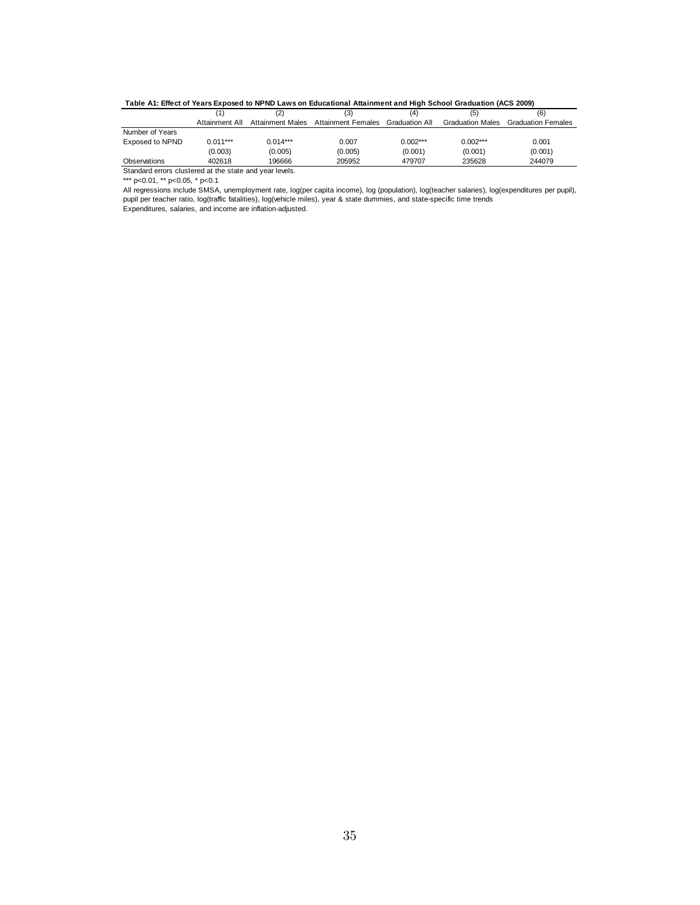**Table A1: Effect of Years Exposed to NPND Laws on Educational Attainment and High School Graduation (ACS 2009)**

| | (1) | (2) | (3) | (4) | (5) | (6) |
|---|---|---|---|---|---|---|
| | Attainment All | Attainment Males | Attainment Females | Graduation All | Graduation Males | Graduation Females |
| Number of Years | | | | | | |
| Exposed to NPND | 0.011*** | 0.014*** | 0.007 | 0.002*** | 0.002*** | 0.001 |
| | (0.003) | (0.005) | (0.005) | (0.001) | (0.001) | (0.001) |
| Observations | 402618 | 196666 | 205952 | 479707 | 235628 | 244079 |

Standard errors clustered at the state and year levels.

*** p<0.01, ** p<0.05, * p<0.1

All regressions include SMSA, unemployment rate, log(per capita income), log (population), log(teacher salaries), log(expenditures per pupil), pupil per teacher ratio, log(traffic fatalities), log(vehicle miles), year & state dummies, and state-specific time trends

Expenditures, salaries, and income are inflation-adjusted.